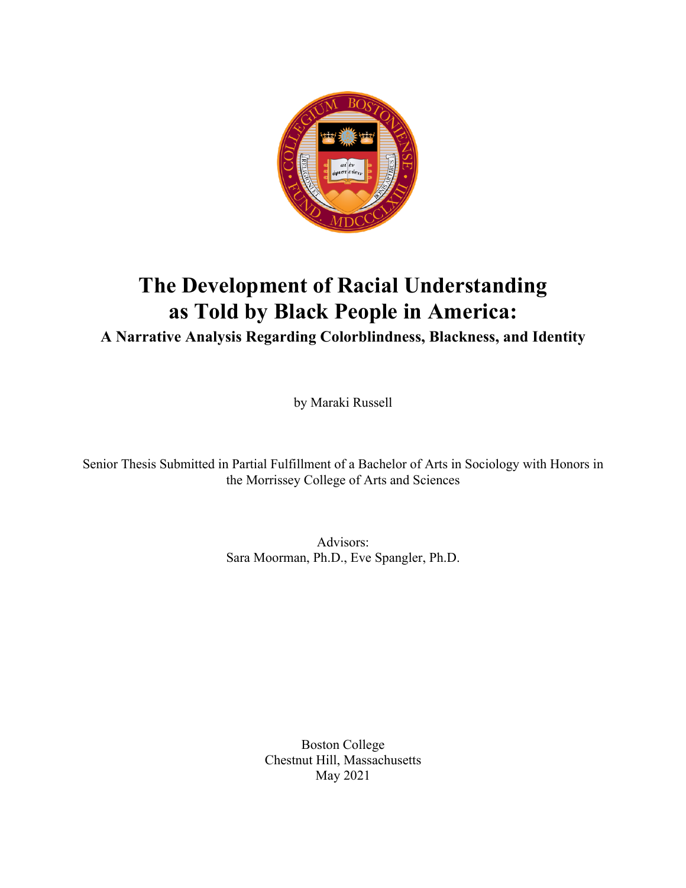# The Development of Racial Understanding as Told by Black People in America:

## A Narrative Analysis Regarding Colorblindness, Blackness, and Identity

by Maraki Russell

Senior Thesis Submitted in Partial Fulfillment of a Bachelor of Arts in Sociology with Honors in the Morrissey College of Arts and Sciences

Advisors:
Sara Moorman, Ph.D., Eve Spangler, Ph.D.

Boston College
Chestnut Hill, Massachusetts
May 2021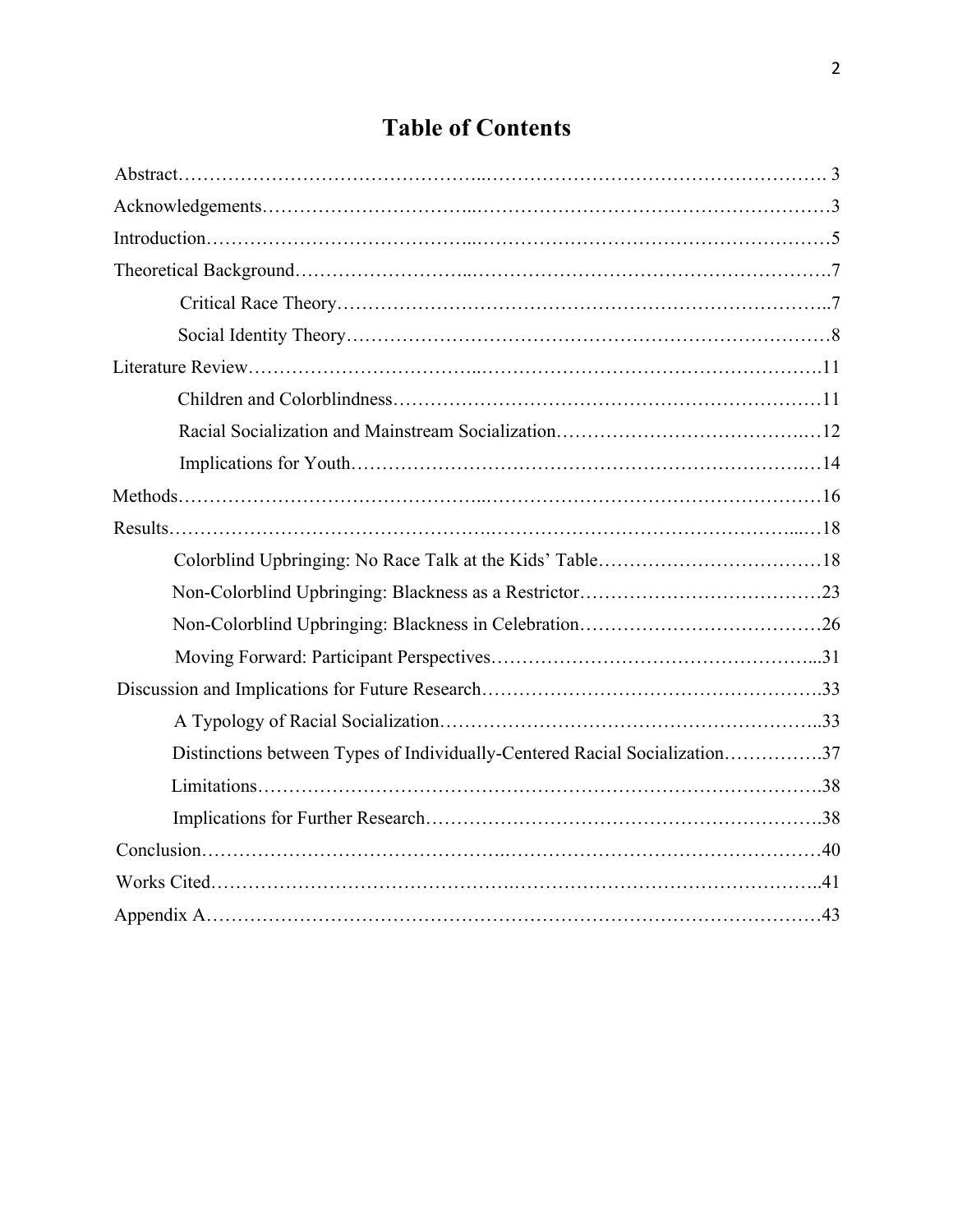# Table of Contents

Abstract……………………………………………………………………………………… 3

Acknowledgements……………………………………………………………………………3

Introduction……………………………………………………………………………………5

Theoretical Background………………………………………………………………………7

- Critical Race Theory……………………………………………………………………7
- Social Identity Theory…………………………………………………………………8

Literature Review……………………………………………………………………………11

- Children and Colorblindness…………………………………………………………11
- Racial Socialization and Mainstream Socialization…………………………………12
- Implications for Youth…………………………………………………………………14

Methods………………………………………………………………………………………16

Results…………………………………………………………………………………………18

- Colorblind Upbringing: No Race Talk at the Kids' Table……………………………18
- Non-Colorblind Upbringing: Blackness as a Restrictor………………………………23
- Non-Colorblind Upbringing: Blackness in Celebration………………………………26
- Moving Forward: Participant Perspectives……………………………………………31

Discussion and Implications for Future Research…………………………………………33

- A Typology of Racial Socialization……………………………………………………33
- Distinctions between Types of Individually-Centered Racial Socialization…………37
- Limitations………………………………………………………………………………38
- Implications for Further Research………………………………………………………38

Conclusion……………………………………………………………………………………40

Works Cited……………………………………………………………………………………41

Appendix A……………………………………………………………………………………43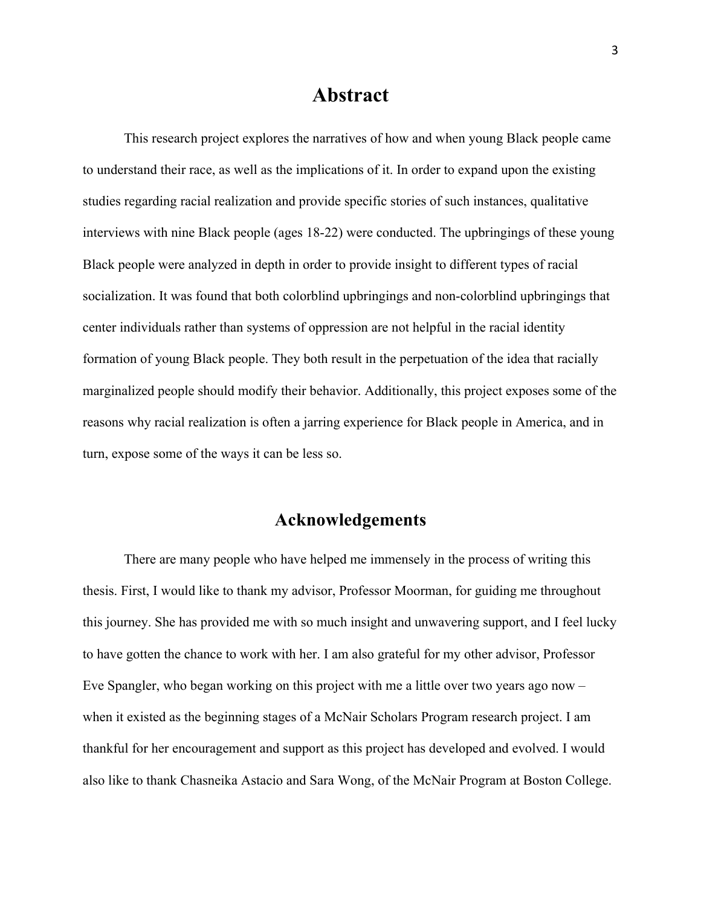# Abstract

This research project explores the narratives of how and when young Black people came to understand their race, as well as the implications of it. In order to expand upon the existing studies regarding racial realization and provide specific stories of such instances, qualitative interviews with nine Black people (ages 18-22) were conducted. The upbringings of these young Black people were analyzed in depth in order to provide insight to different types of racial socialization. It was found that both colorblind upbringings and non-colorblind upbringings that center individuals rather than systems of oppression are not helpful in the racial identity formation of young Black people. They both result in the perpetuation of the idea that racially marginalized people should modify their behavior. Additionally, this project exposes some of the reasons why racial realization is often a jarring experience for Black people in America, and in turn, expose some of the ways it can be less so.

# Acknowledgements

There are many people who have helped me immensely in the process of writing this thesis. First, I would like to thank my advisor, Professor Moorman, for guiding me throughout this journey. She has provided me with so much insight and unwavering support, and I feel lucky to have gotten the chance to work with her. I am also grateful for my other advisor, Professor Eve Spangler, who began working on this project with me a little over two years ago now – when it existed as the beginning stages of a McNair Scholars Program research project. I am thankful for her encouragement and support as this project has developed and evolved. I would also like to thank Chasneika Astacio and Sara Wong, of the McNair Program at Boston College.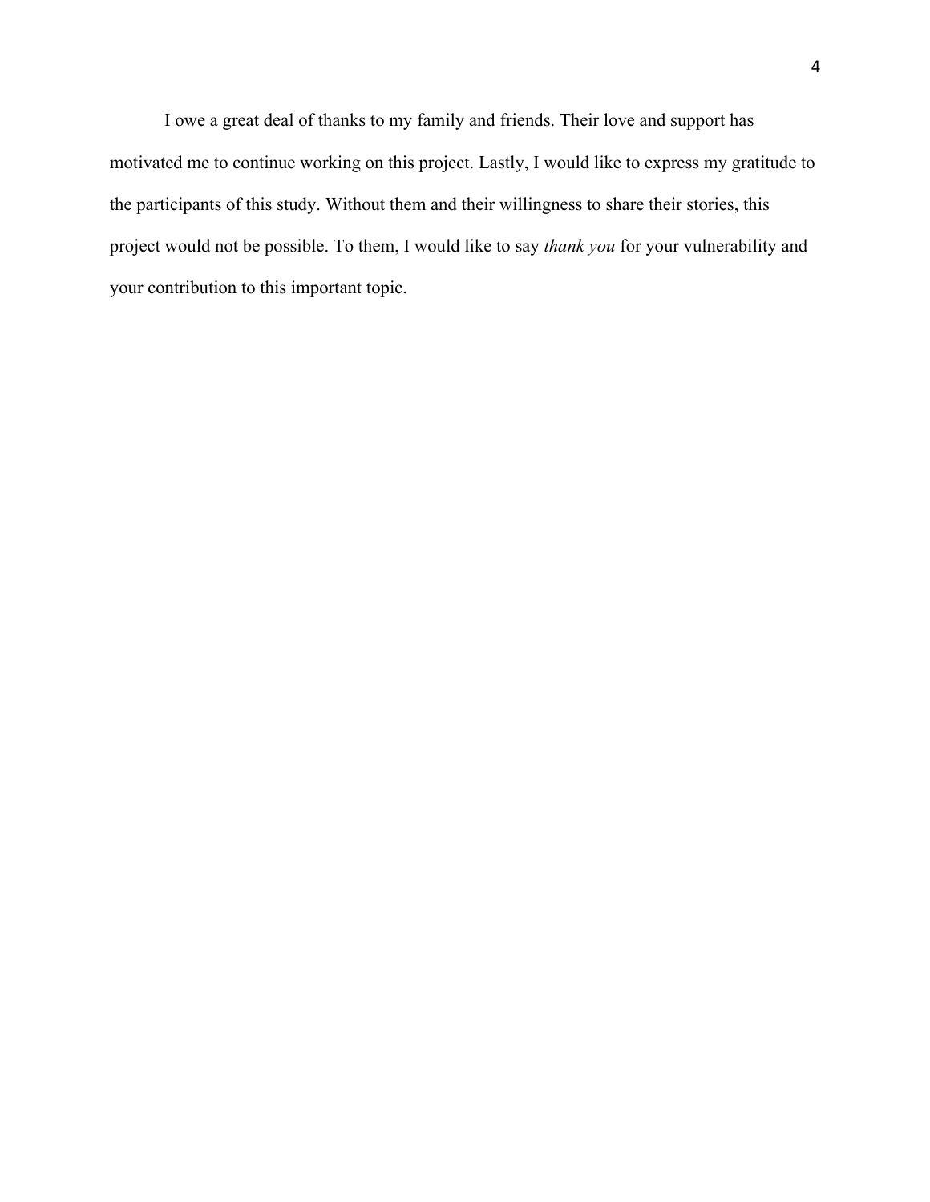I owe a great deal of thanks to my family and friends. Their love and support has motivated me to continue working on this project. Lastly, I would like to express my gratitude to the participants of this study. Without them and their willingness to share their stories, this project would not be possible. To them, I would like to say *thank you* for your vulnerability and your contribution to this important topic.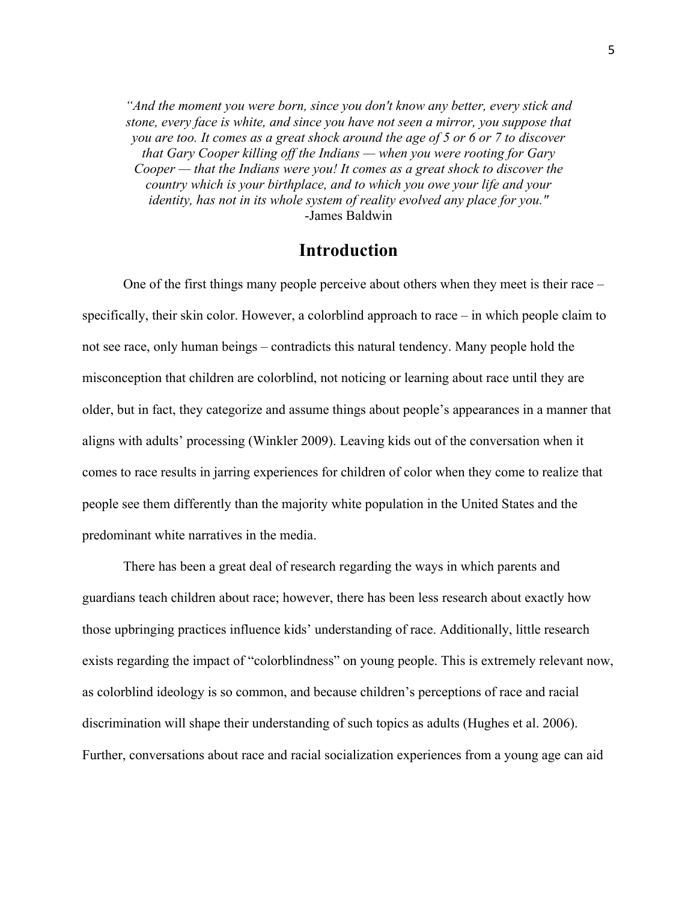*"And the moment you were born, since you don't know any better, every stick and stone, every face is white, and since you have not seen a mirror, you suppose that you are too. It comes as a great shock around the age of 5 or 6 or 7 to discover that Gary Cooper killing off the Indians — when you were rooting for Gary Cooper — that the Indians were you! It comes as a great shock to discover the country which is your birthplace, and to which you owe your life and your identity, has not in its whole system of reality evolved any place for you."*
-James Baldwin

## Introduction

One of the first things many people perceive about others when they meet is their race – specifically, their skin color. However, a colorblind approach to race – in which people claim to not see race, only human beings – contradicts this natural tendency. Many people hold the misconception that children are colorblind, not noticing or learning about race until they are older, but in fact, they categorize and assume things about people's appearances in a manner that aligns with adults' processing (Winkler 2009). Leaving kids out of the conversation when it comes to race results in jarring experiences for children of color when they come to realize that people see them differently than the majority white population in the United States and the predominant white narratives in the media.

There has been a great deal of research regarding the ways in which parents and guardians teach children about race; however, there has been less research about exactly how those upbringing practices influence kids' understanding of race. Additionally, little research exists regarding the impact of "colorblindness" on young people. This is extremely relevant now, as colorblind ideology is so common, and because children's perceptions of race and racial discrimination will shape their understanding of such topics as adults (Hughes et al. 2006). Further, conversations about race and racial socialization experiences from a young age can aid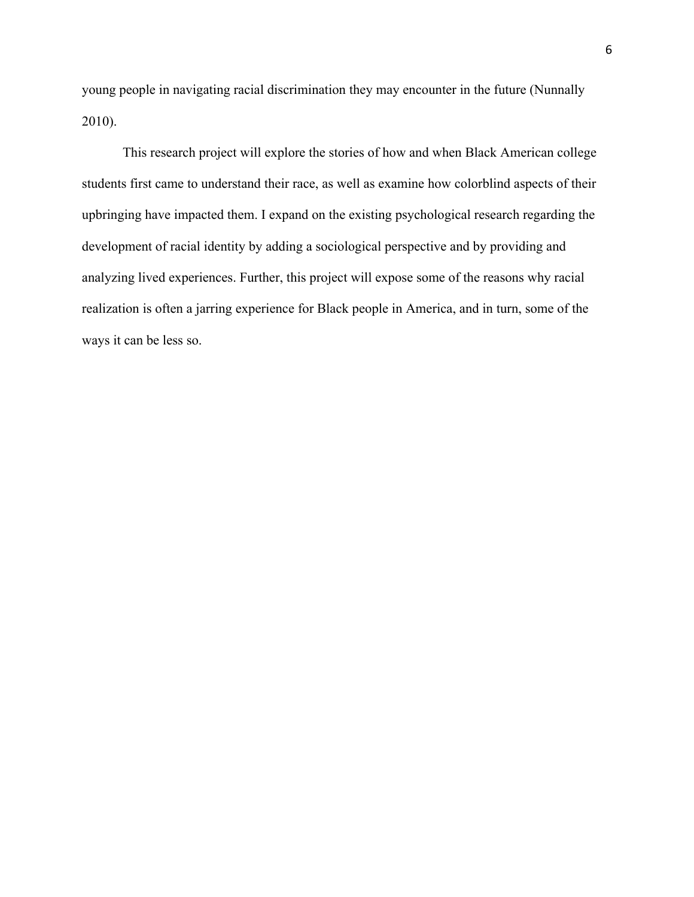young people in navigating racial discrimination they may encounter in the future (Nunnally 2010).

This research project will explore the stories of how and when Black American college students first came to understand their race, as well as examine how colorblind aspects of their upbringing have impacted them. I expand on the existing psychological research regarding the development of racial identity by adding a sociological perspective and by providing and analyzing lived experiences. Further, this project will expose some of the reasons why racial realization is often a jarring experience for Black people in America, and in turn, some of the ways it can be less so.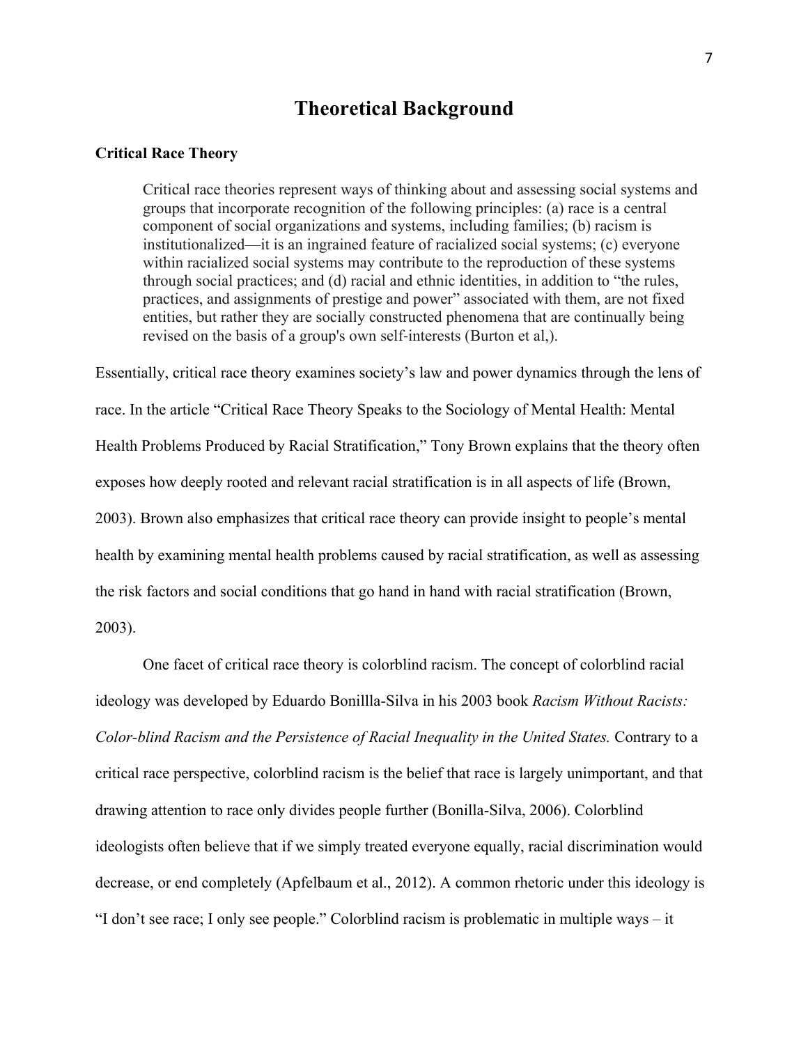# Theoretical Background

**Critical Race Theory**

> Critical race theories represent ways of thinking about and assessing social systems and groups that incorporate recognition of the following principles: (a) race is a central component of social organizations and systems, including families; (b) racism is institutionalized—it is an ingrained feature of racialized social systems; (c) everyone within racialized social systems may contribute to the reproduction of these systems through social practices; and (d) racial and ethnic identities, in addition to "the rules, practices, and assignments of prestige and power" associated with them, are not fixed entities, but rather they are socially constructed phenomena that are continually being revised on the basis of a group's own self-interests (Burton et al,).

Essentially, critical race theory examines society's law and power dynamics through the lens of race. In the article "Critical Race Theory Speaks to the Sociology of Mental Health: Mental Health Problems Produced by Racial Stratification," Tony Brown explains that the theory often exposes how deeply rooted and relevant racial stratification is in all aspects of life (Brown, 2003). Brown also emphasizes that critical race theory can provide insight to people's mental health by examining mental health problems caused by racial stratification, as well as assessing the risk factors and social conditions that go hand in hand with racial stratification (Brown, 2003).

One facet of critical race theory is colorblind racism. The concept of colorblind racial ideology was developed by Eduardo Bonillla-Silva in his 2003 book *Racism Without Racists: Color-blind Racism and the Persistence of Racial Inequality in the United States.* Contrary to a critical race perspective, colorblind racism is the belief that race is largely unimportant, and that drawing attention to race only divides people further (Bonilla-Silva, 2006). Colorblind ideologists often believe that if we simply treated everyone equally, racial discrimination would decrease, or end completely (Apfelbaum et al., 2012). A common rhetoric under this ideology is "I don't see race; I only see people." Colorblind racism is problematic in multiple ways – it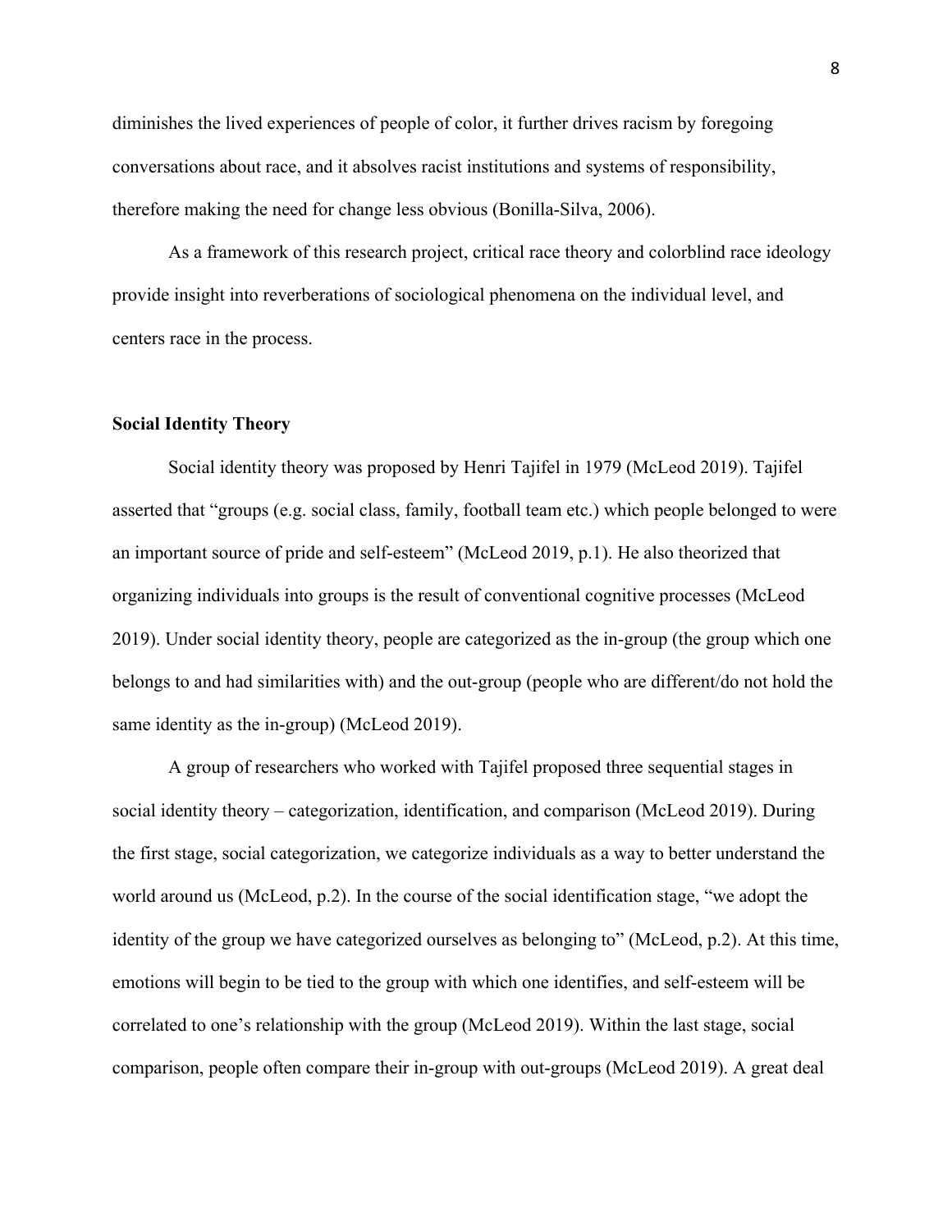diminishes the lived experiences of people of color, it further drives racism by foregoing conversations about race, and it absolves racist institutions and systems of responsibility, therefore making the need for change less obvious (Bonilla-Silva, 2006).

As a framework of this research project, critical race theory and colorblind race ideology provide insight into reverberations of sociological phenomena on the individual level, and centers race in the process.

**Social Identity Theory**

Social identity theory was proposed by Henri Tajifel in 1979 (McLeod 2019). Tajifel asserted that "groups (e.g. social class, family, football team etc.) which people belonged to were an important source of pride and self-esteem" (McLeod 2019, p.1). He also theorized that organizing individuals into groups is the result of conventional cognitive processes (McLeod 2019). Under social identity theory, people are categorized as the in-group (the group which one belongs to and had similarities with) and the out-group (people who are different/do not hold the same identity as the in-group) (McLeod 2019).

A group of researchers who worked with Tajifel proposed three sequential stages in social identity theory – categorization, identification, and comparison (McLeod 2019). During the first stage, social categorization, we categorize individuals as a way to better understand the world around us (McLeod, p.2). In the course of the social identification stage, "we adopt the identity of the group we have categorized ourselves as belonging to" (McLeod, p.2). At this time, emotions will begin to be tied to the group with which one identifies, and self-esteem will be correlated to one's relationship with the group (McLeod 2019). Within the last stage, social comparison, people often compare their in-group with out-groups (McLeod 2019). A great deal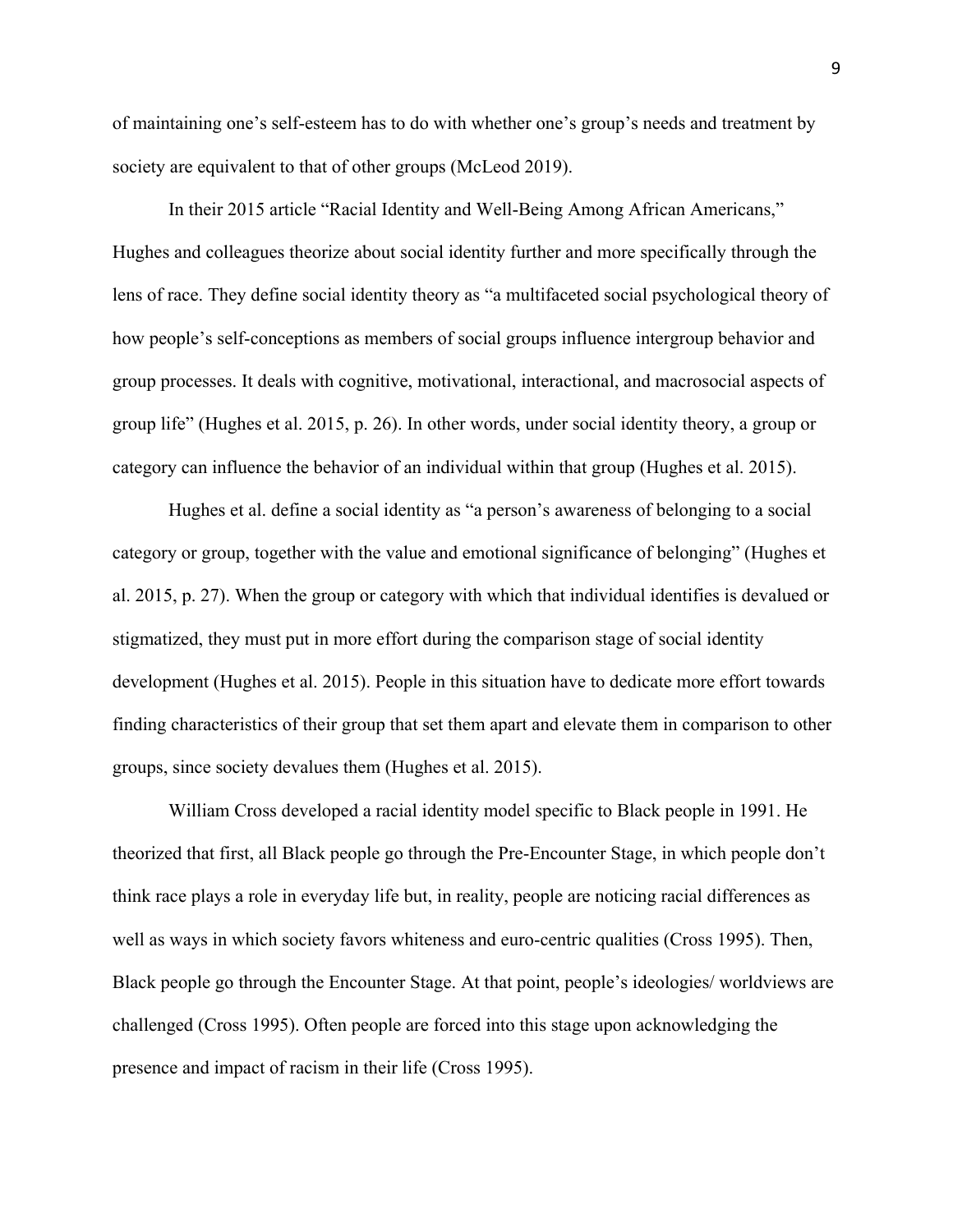of maintaining one's self-esteem has to do with whether one's group's needs and treatment by society are equivalent to that of other groups (McLeod 2019).

In their 2015 article "Racial Identity and Well-Being Among African Americans," Hughes and colleagues theorize about social identity further and more specifically through the lens of race. They define social identity theory as "a multifaceted social psychological theory of how people's self-conceptions as members of social groups influence intergroup behavior and group processes. It deals with cognitive, motivational, interactional, and macrosocial aspects of group life" (Hughes et al. 2015, p. 26). In other words, under social identity theory, a group or category can influence the behavior of an individual within that group (Hughes et al. 2015).

Hughes et al. define a social identity as "a person's awareness of belonging to a social category or group, together with the value and emotional significance of belonging" (Hughes et al. 2015, p. 27). When the group or category with which that individual identifies is devalued or stigmatized, they must put in more effort during the comparison stage of social identity development (Hughes et al. 2015). People in this situation have to dedicate more effort towards finding characteristics of their group that set them apart and elevate them in comparison to other groups, since society devalues them (Hughes et al. 2015).

William Cross developed a racial identity model specific to Black people in 1991. He theorized that first, all Black people go through the Pre-Encounter Stage, in which people don't think race plays a role in everyday life but, in reality, people are noticing racial differences as well as ways in which society favors whiteness and euro-centric qualities (Cross 1995). Then, Black people go through the Encounter Stage. At that point, people's ideologies/ worldviews are challenged (Cross 1995). Often people are forced into this stage upon acknowledging the presence and impact of racism in their life (Cross 1995).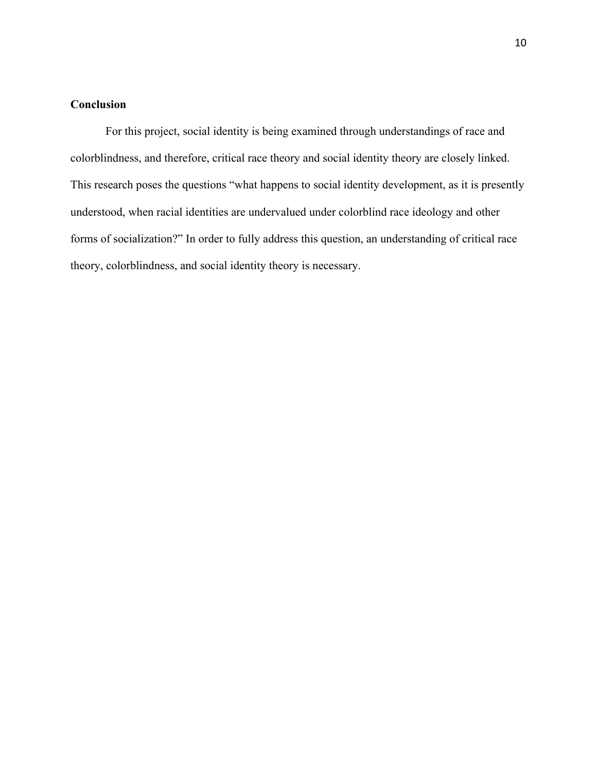**Conclusion**

For this project, social identity is being examined through understandings of race and colorblindness, and therefore, critical race theory and social identity theory are closely linked. This research poses the questions "what happens to social identity development, as it is presently understood, when racial identities are undervalued under colorblind race ideology and other forms of socialization?" In order to fully address this question, an understanding of critical race theory, colorblindness, and social identity theory is necessary.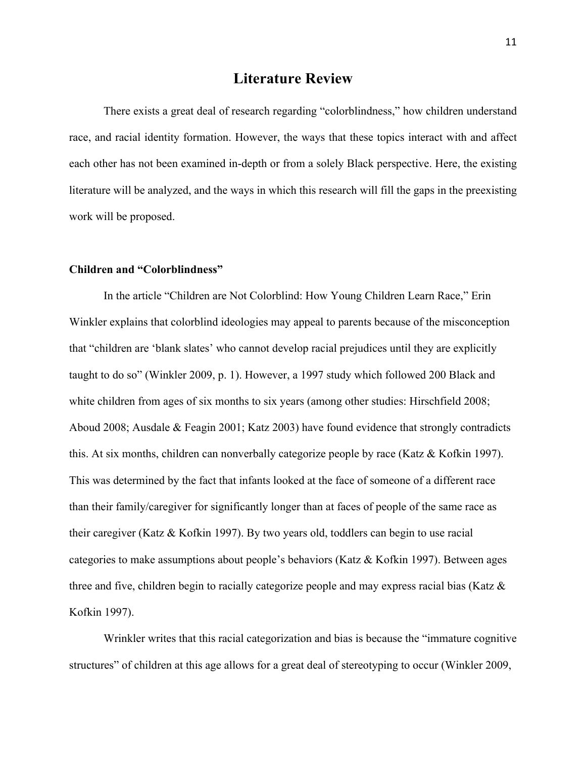# Literature Review

There exists a great deal of research regarding "colorblindness," how children understand race, and racial identity formation. However, the ways that these topics interact with and affect each other has not been examined in-depth or from a solely Black perspective. Here, the existing literature will be analyzed, and the ways in which this research will fill the gaps in the preexisting work will be proposed.

**Children and "Colorblindness"**

In the article "Children are Not Colorblind: How Young Children Learn Race," Erin Winkler explains that colorblind ideologies may appeal to parents because of the misconception that "children are 'blank slates' who cannot develop racial prejudices until they are explicitly taught to do so" (Winkler 2009, p. 1). However, a 1997 study which followed 200 Black and white children from ages of six months to six years (among other studies: Hirschfield 2008; Aboud 2008; Ausdale & Feagin 2001; Katz 2003) have found evidence that strongly contradicts this. At six months, children can nonverbally categorize people by race (Katz & Kofkin 1997). This was determined by the fact that infants looked at the face of someone of a different race than their family/caregiver for significantly longer than at faces of people of the same race as their caregiver (Katz & Kofkin 1997). By two years old, toddlers can begin to use racial categories to make assumptions about people's behaviors (Katz & Kofkin 1997). Between ages three and five, children begin to racially categorize people and may express racial bias (Katz & Kofkin 1997).

Wrinkler writes that this racial categorization and bias is because the "immature cognitive structures" of children at this age allows for a great deal of stereotyping to occur (Winkler 2009,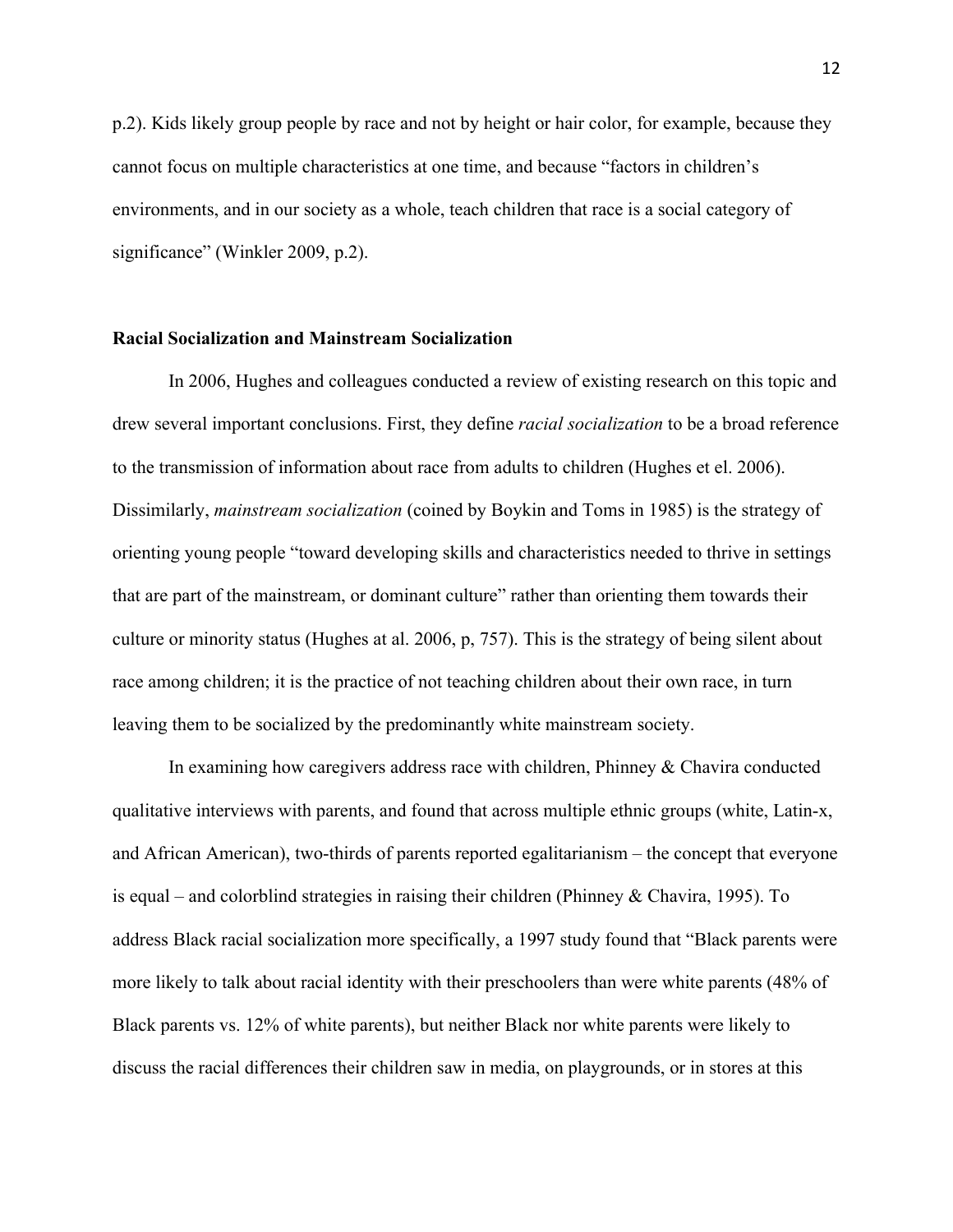p.2). Kids likely group people by race and not by height or hair color, for example, because they cannot focus on multiple characteristics at one time, and because "factors in children's environments, and in our society as a whole, teach children that race is a social category of significance" (Winkler 2009, p.2).

## Racial Socialization and Mainstream Socialization

In 2006, Hughes and colleagues conducted a review of existing research on this topic and drew several important conclusions. First, they define *racial socialization* to be a broad reference to the transmission of information about race from adults to children (Hughes et el. 2006). Dissimilarly, *mainstream socialization* (coined by Boykin and Toms in 1985) is the strategy of orienting young people "toward developing skills and characteristics needed to thrive in settings that are part of the mainstream, or dominant culture" rather than orienting them towards their culture or minority status (Hughes at al. 2006, p, 757). This is the strategy of being silent about race among children; it is the practice of not teaching children about their own race, in turn leaving them to be socialized by the predominantly white mainstream society.

In examining how caregivers address race with children, Phinney & Chavira conducted qualitative interviews with parents, and found that across multiple ethnic groups (white, Latin-x, and African American), two-thirds of parents reported egalitarianism – the concept that everyone is equal – and colorblind strategies in raising their children (Phinney & Chavira, 1995). To address Black racial socialization more specifically, a 1997 study found that "Black parents were more likely to talk about racial identity with their preschoolers than were white parents (48% of Black parents vs. 12% of white parents), but neither Black nor white parents were likely to discuss the racial differences their children saw in media, on playgrounds, or in stores at this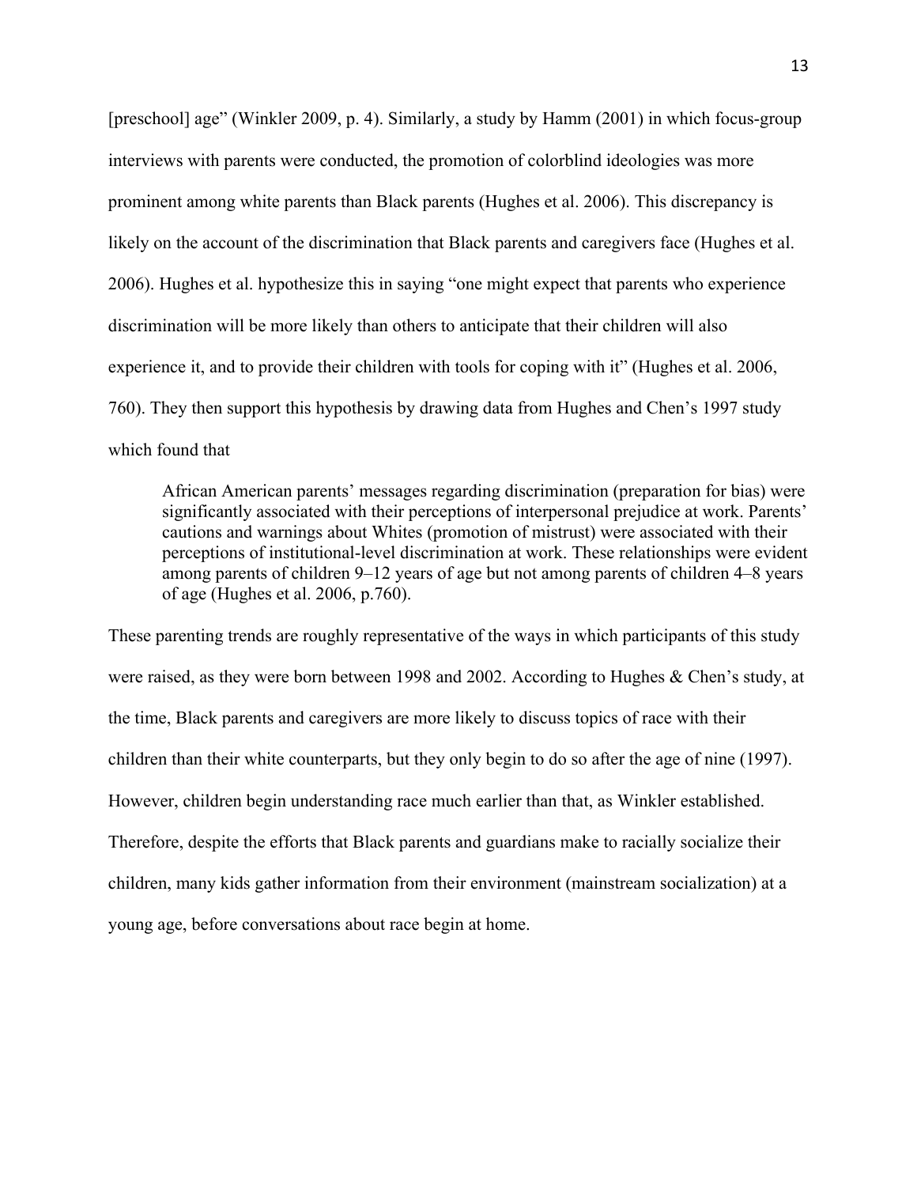[preschool] age" (Winkler 2009, p. 4). Similarly, a study by Hamm (2001) in which focus-group interviews with parents were conducted, the promotion of colorblind ideologies was more prominent among white parents than Black parents (Hughes et al. 2006). This discrepancy is likely on the account of the discrimination that Black parents and caregivers face (Hughes et al. 2006). Hughes et al. hypothesize this in saying "one might expect that parents who experience discrimination will be more likely than others to anticipate that their children will also experience it, and to provide their children with tools for coping with it" (Hughes et al. 2006, 760). They then support this hypothesis by drawing data from Hughes and Chen's 1997 study which found that

> African American parents' messages regarding discrimination (preparation for bias) were significantly associated with their perceptions of interpersonal prejudice at work. Parents' cautions and warnings about Whites (promotion of mistrust) were associated with their perceptions of institutional-level discrimination at work. These relationships were evident among parents of children 9–12 years of age but not among parents of children 4–8 years of age (Hughes et al. 2006, p.760).

These parenting trends are roughly representative of the ways in which participants of this study were raised, as they were born between 1998 and 2002. According to Hughes & Chen's study, at the time, Black parents and caregivers are more likely to discuss topics of race with their children than their white counterparts, but they only begin to do so after the age of nine (1997). However, children begin understanding race much earlier than that, as Winkler established. Therefore, despite the efforts that Black parents and guardians make to racially socialize their children, many kids gather information from their environment (mainstream socialization) at a young age, before conversations about race begin at home.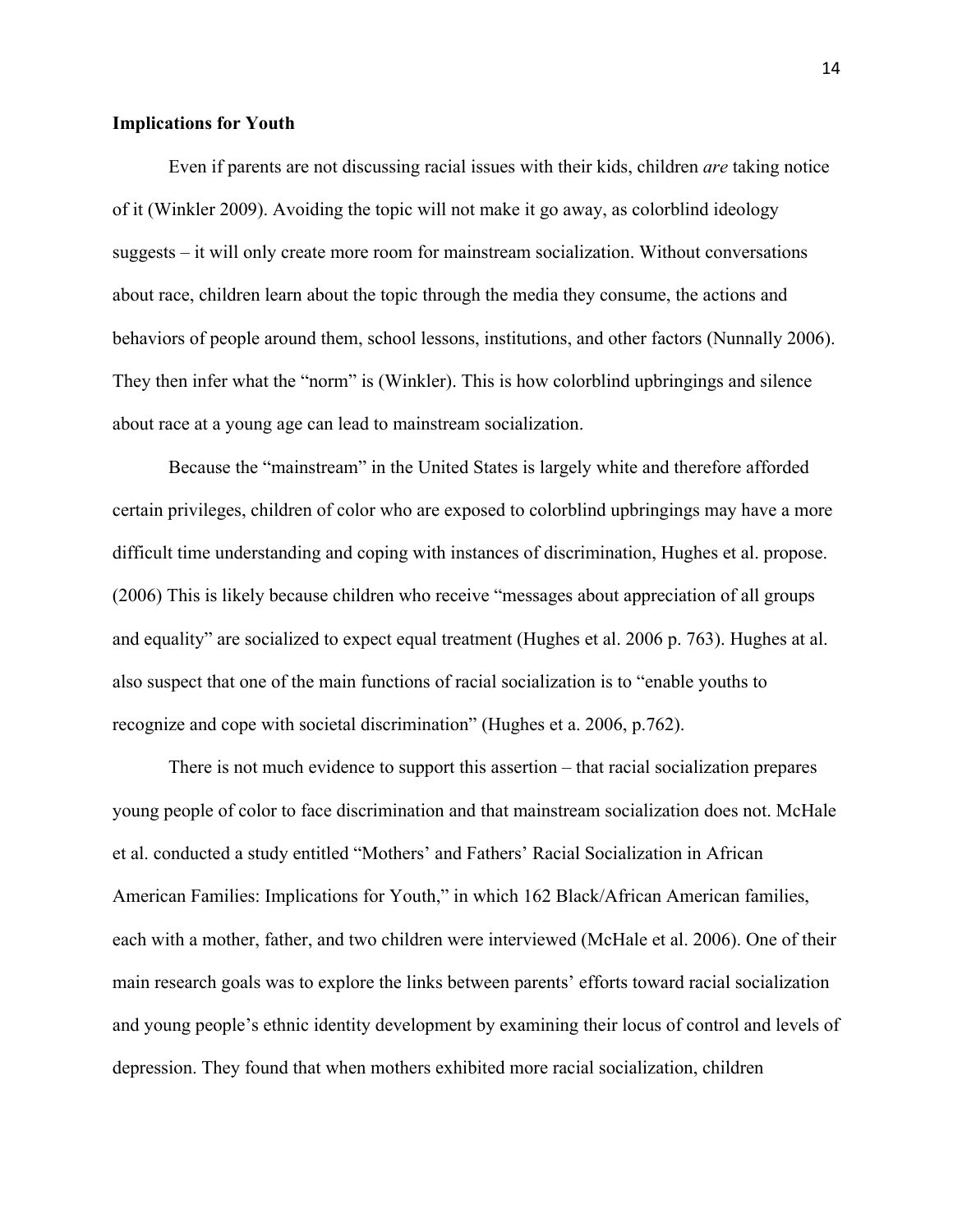**Implications for Youth**

Even if parents are not discussing racial issues with their kids, children *are* taking notice of it (Winkler 2009). Avoiding the topic will not make it go away, as colorblind ideology suggests – it will only create more room for mainstream socialization. Without conversations about race, children learn about the topic through the media they consume, the actions and behaviors of people around them, school lessons, institutions, and other factors (Nunnally 2006). They then infer what the "norm" is (Winkler). This is how colorblind upbringings and silence about race at a young age can lead to mainstream socialization.

Because the "mainstream" in the United States is largely white and therefore afforded certain privileges, children of color who are exposed to colorblind upbringings may have a more difficult time understanding and coping with instances of discrimination, Hughes et al. propose. (2006) This is likely because children who receive "messages about appreciation of all groups and equality" are socialized to expect equal treatment (Hughes et al. 2006 p. 763). Hughes at al. also suspect that one of the main functions of racial socialization is to "enable youths to recognize and cope with societal discrimination" (Hughes et a. 2006, p.762).

There is not much evidence to support this assertion – that racial socialization prepares young people of color to face discrimination and that mainstream socialization does not. McHale et al. conducted a study entitled "Mothers' and Fathers' Racial Socialization in African American Families: Implications for Youth," in which 162 Black/African American families, each with a mother, father, and two children were interviewed (McHale et al. 2006). One of their main research goals was to explore the links between parents' efforts toward racial socialization and young people's ethnic identity development by examining their locus of control and levels of depression. They found that when mothers exhibited more racial socialization, children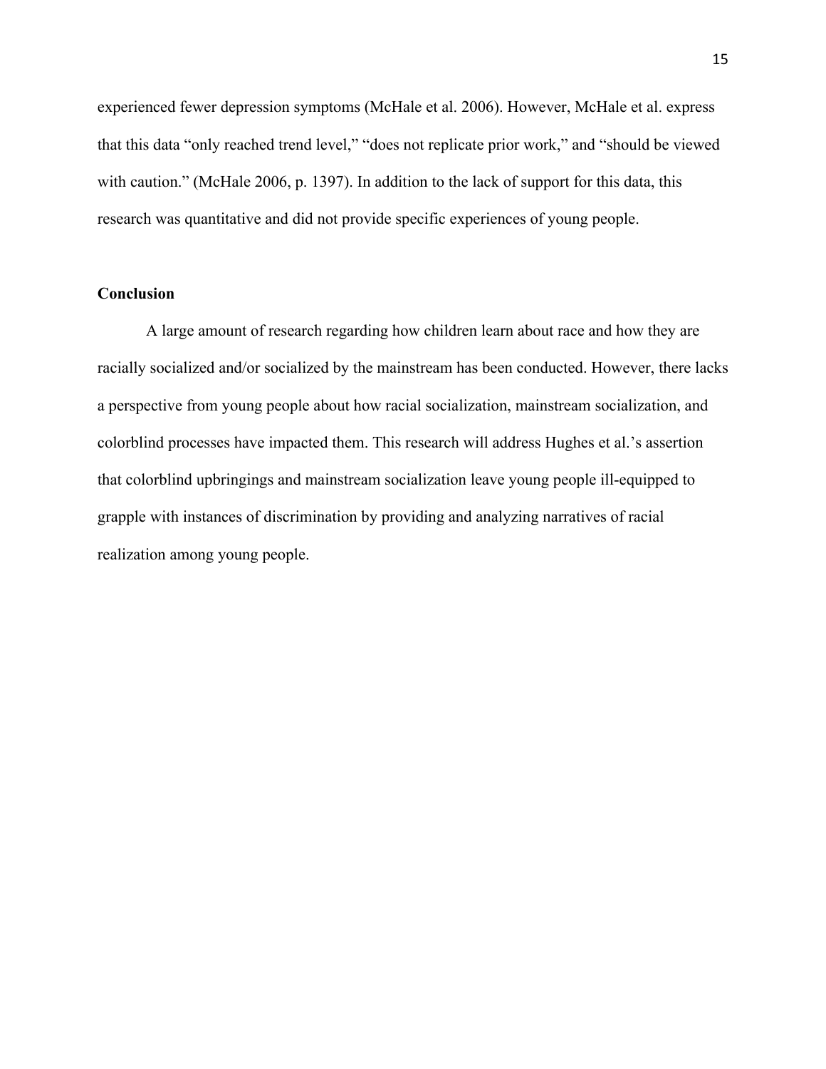experienced fewer depression symptoms (McHale et al. 2006). However, McHale et al. express that this data "only reached trend level," "does not replicate prior work," and "should be viewed with caution." (McHale 2006, p. 1397). In addition to the lack of support for this data, this research was quantitative and did not provide specific experiences of young people.

**Conclusion**

A large amount of research regarding how children learn about race and how they are racially socialized and/or socialized by the mainstream has been conducted. However, there lacks a perspective from young people about how racial socialization, mainstream socialization, and colorblind processes have impacted them. This research will address Hughes et al.'s assertion that colorblind upbringings and mainstream socialization leave young people ill-equipped to grapple with instances of discrimination by providing and analyzing narratives of racial realization among young people.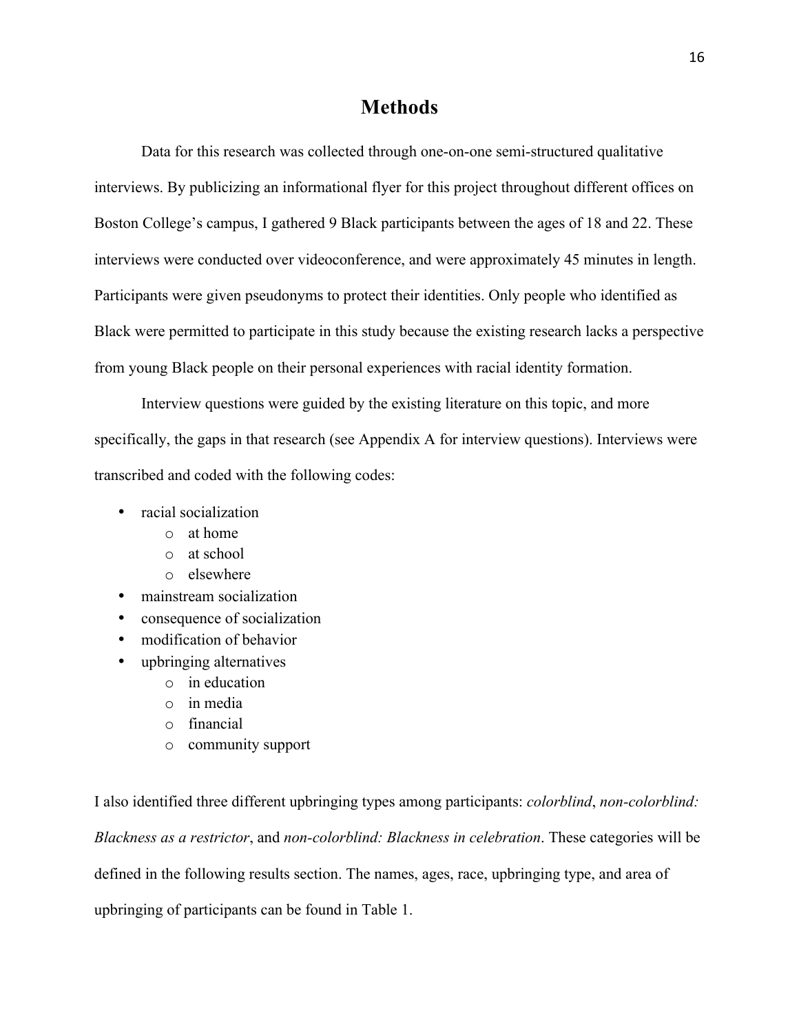# Methods

Data for this research was collected through one-on-one semi-structured qualitative interviews. By publicizing an informational flyer for this project throughout different offices on Boston College's campus, I gathered 9 Black participants between the ages of 18 and 22. These interviews were conducted over videoconference, and were approximately 45 minutes in length. Participants were given pseudonyms to protect their identities. Only people who identified as Black were permitted to participate in this study because the existing research lacks a perspective from young Black people on their personal experiences with racial identity formation.

Interview questions were guided by the existing literature on this topic, and more specifically, the gaps in that research (see Appendix A for interview questions). Interviews were transcribed and coded with the following codes:

- racial socialization
  - at home
  - at school
  - elsewhere
- mainstream socialization
- consequence of socialization
- modification of behavior
- upbringing alternatives
  - in education
  - in media
  - financial
  - community support

I also identified three different upbringing types among participants: *colorblind*, *non-colorblind: Blackness as a restrictor*, and *non-colorblind: Blackness in celebration*. These categories will be defined in the following results section. The names, ages, race, upbringing type, and area of upbringing of participants can be found in Table 1.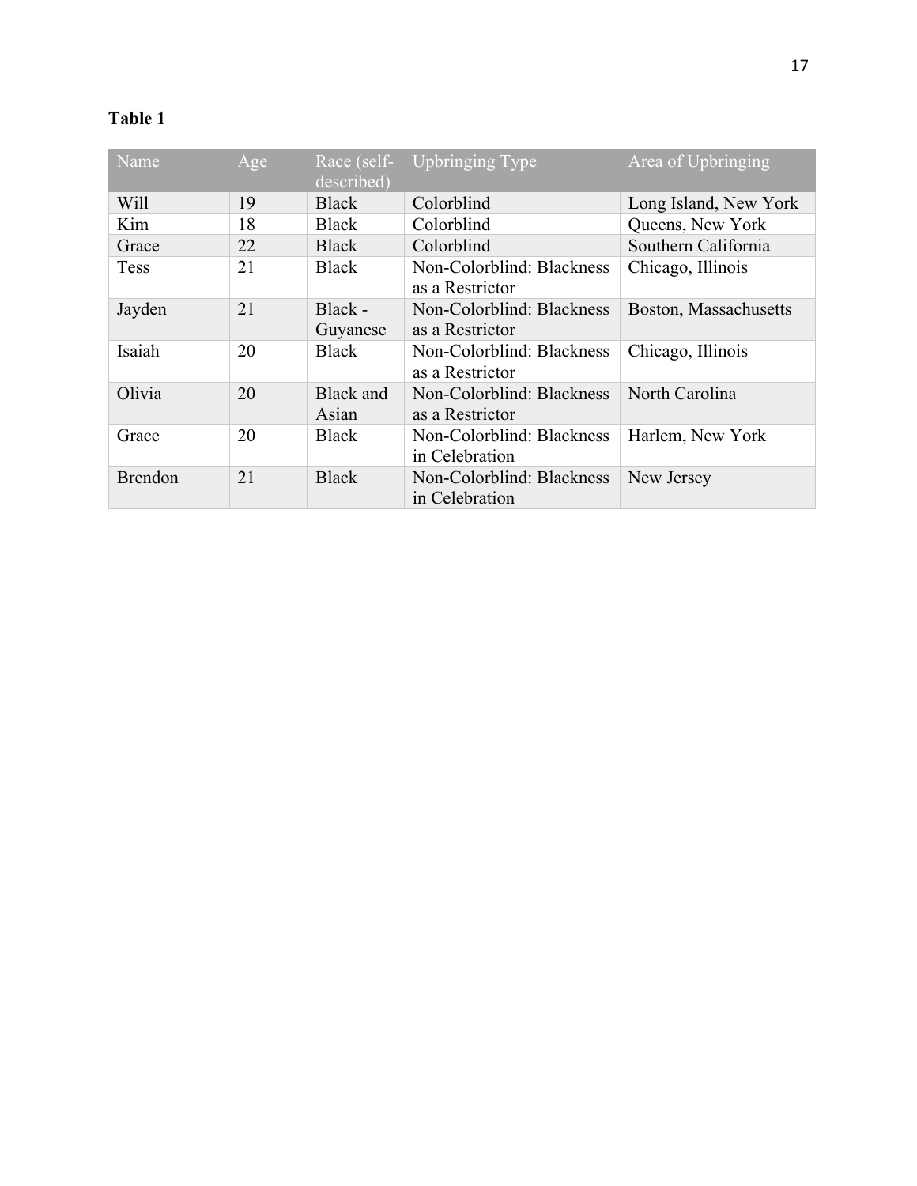**Table 1**

| Name | Age | Race (self-described) | Upbringing Type | Area of Upbringing |
|---|---|---|---|---|
| Will | 19 | Black | Colorblind | Long Island, New York |
| Kim | 18 | Black | Colorblind | Queens, New York |
| Grace | 22 | Black | Colorblind | Southern California |
| Tess | 21 | Black | Non-Colorblind: Blackness as a Restrictor | Chicago, Illinois |
| Jayden | 21 | Black - Guyanese | Non-Colorblind: Blackness as a Restrictor | Boston, Massachusetts |
| Isaiah | 20 | Black | Non-Colorblind: Blackness as a Restrictor | Chicago, Illinois |
| Olivia | 20 | Black and Asian | Non-Colorblind: Blackness as a Restrictor | North Carolina |
| Grace | 20 | Black | Non-Colorblind: Blackness in Celebration | Harlem, New York |
| Brendon | 21 | Black | Non-Colorblind: Blackness in Celebration | New Jersey |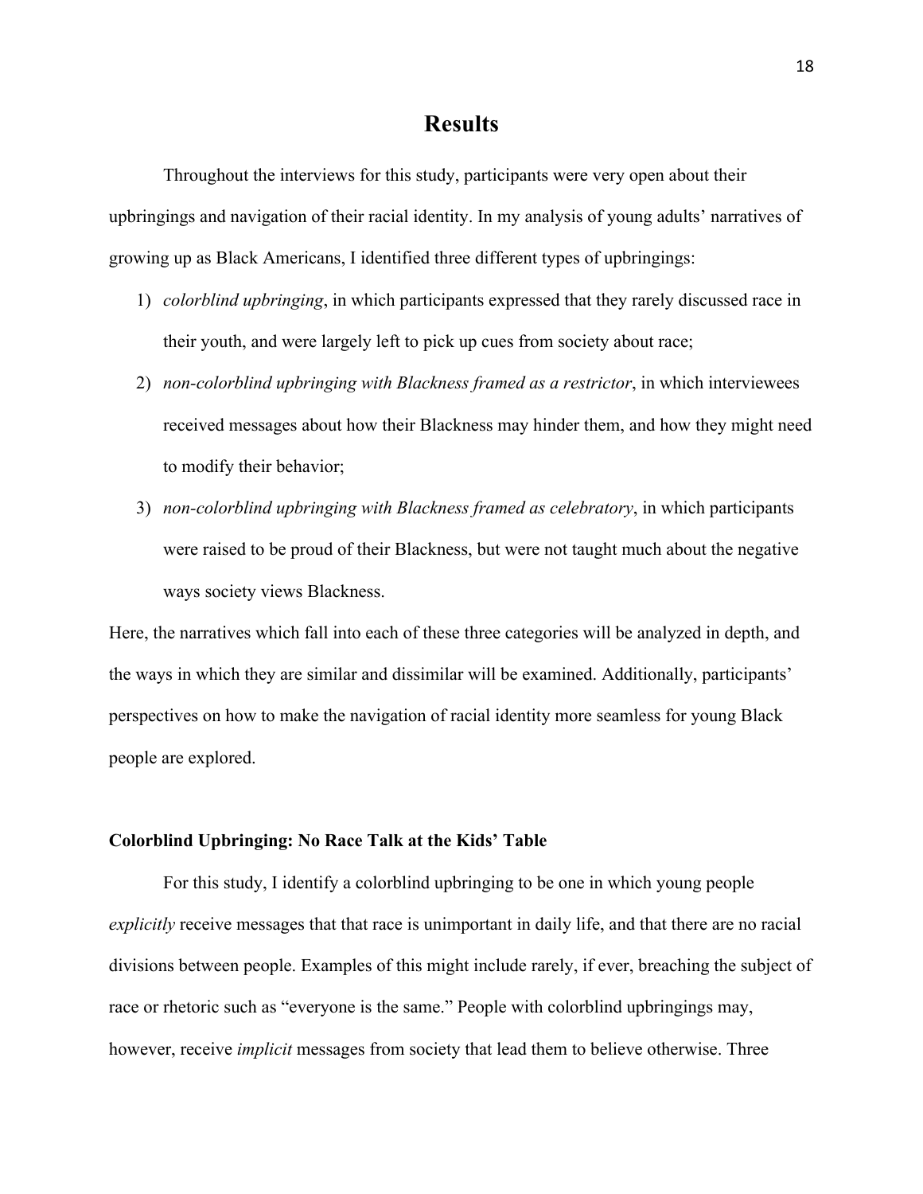# Results

Throughout the interviews for this study, participants were very open about their upbringings and navigation of their racial identity. In my analysis of young adults' narratives of growing up as Black Americans, I identified three different types of upbringings:

1) *colorblind upbringing*, in which participants expressed that they rarely discussed race in their youth, and were largely left to pick up cues from society about race;
2) *non-colorblind upbringing with Blackness framed as a restrictor*, in which interviewees received messages about how their Blackness may hinder them, and how they might need to modify their behavior;
3) *non-colorblind upbringing with Blackness framed as celebratory*, in which participants were raised to be proud of their Blackness, but were not taught much about the negative ways society views Blackness.

Here, the narratives which fall into each of these three categories will be analyzed in depth, and the ways in which they are similar and dissimilar will be examined. Additionally, participants' perspectives on how to make the navigation of racial identity more seamless for young Black people are explored.

### Colorblind Upbringing: No Race Talk at the Kids' Table

For this study, I identify a colorblind upbringing to be one in which young people *explicitly* receive messages that that race is unimportant in daily life, and that there are no racial divisions between people. Examples of this might include rarely, if ever, breaching the subject of race or rhetoric such as "everyone is the same." People with colorblind upbringings may, however, receive *implicit* messages from society that lead them to believe otherwise. Three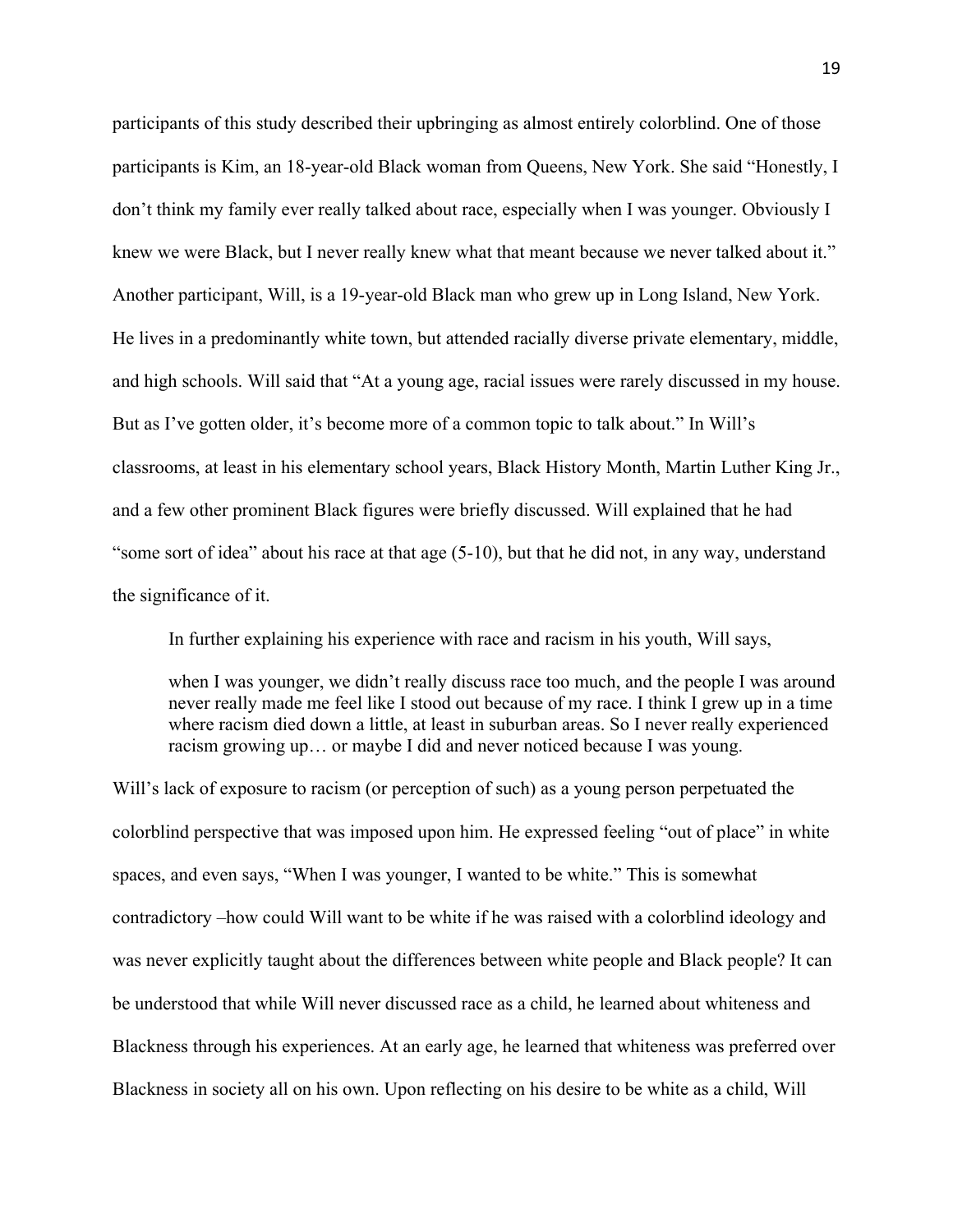participants of this study described their upbringing as almost entirely colorblind. One of those participants is Kim, an 18-year-old Black woman from Queens, New York. She said "Honestly, I don't think my family ever really talked about race, especially when I was younger. Obviously I knew we were Black, but I never really knew what that meant because we never talked about it." Another participant, Will, is a 19-year-old Black man who grew up in Long Island, New York. He lives in a predominantly white town, but attended racially diverse private elementary, middle, and high schools. Will said that "At a young age, racial issues were rarely discussed in my house. But as I've gotten older, it's become more of a common topic to talk about." In Will's classrooms, at least in his elementary school years, Black History Month, Martin Luther King Jr., and a few other prominent Black figures were briefly discussed. Will explained that he had "some sort of idea" about his race at that age (5-10), but that he did not, in any way, understand the significance of it.

In further explaining his experience with race and racism in his youth, Will says,

> when I was younger, we didn't really discuss race too much, and the people I was around never really made me feel like I stood out because of my race. I think I grew up in a time where racism died down a little, at least in suburban areas. So I never really experienced racism growing up… or maybe I did and never noticed because I was young.

Will's lack of exposure to racism (or perception of such) as a young person perpetuated the colorblind perspective that was imposed upon him. He expressed feeling "out of place" in white spaces, and even says, "When I was younger, I wanted to be white." This is somewhat contradictory –how could Will want to be white if he was raised with a colorblind ideology and was never explicitly taught about the differences between white people and Black people? It can be understood that while Will never discussed race as a child, he learned about whiteness and Blackness through his experiences. At an early age, he learned that whiteness was preferred over Blackness in society all on his own. Upon reflecting on his desire to be white as a child, Will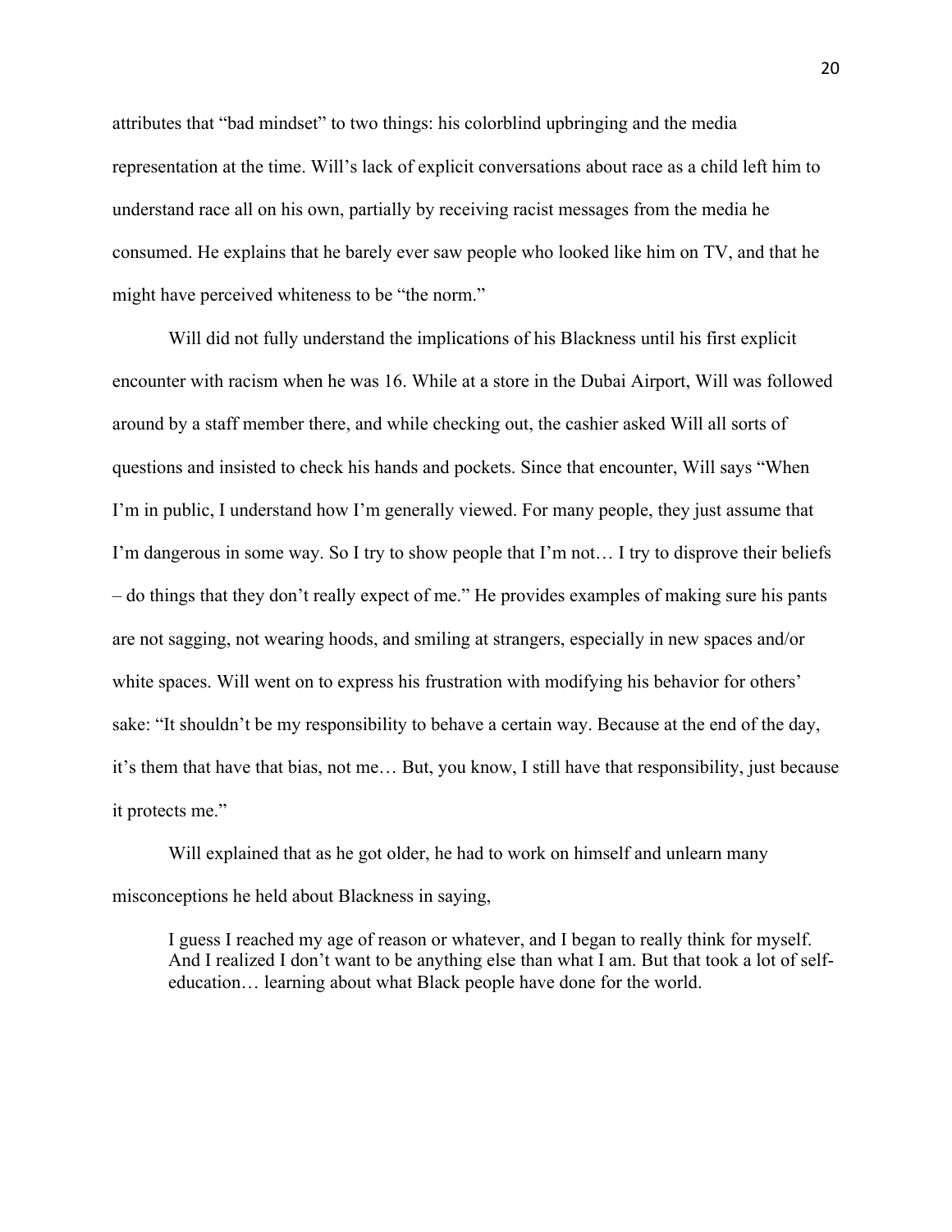attributes that “bad mindset” to two things: his colorblind upbringing and the media representation at the time. Will’s lack of explicit conversations about race as a child left him to understand race all on his own, partially by receiving racist messages from the media he consumed. He explains that he barely ever saw people who looked like him on TV, and that he might have perceived whiteness to be “the norm.”

Will did not fully understand the implications of his Blackness until his first explicit encounter with racism when he was 16. While at a store in the Dubai Airport, Will was followed around by a staff member there, and while checking out, the cashier asked Will all sorts of questions and insisted to check his hands and pockets. Since that encounter, Will says “When I’m in public, I understand how I’m generally viewed. For many people, they just assume that I’m dangerous in some way. So I try to show people that I’m not… I try to disprove their beliefs – do things that they don’t really expect of me.” He provides examples of making sure his pants are not sagging, not wearing hoods, and smiling at strangers, especially in new spaces and/or white spaces. Will went on to express his frustration with modifying his behavior for others’ sake: “It shouldn’t be my responsibility to behave a certain way. Because at the end of the day, it’s them that have that bias, not me… But, you know, I still have that responsibility, just because it protects me.”

Will explained that as he got older, he had to work on himself and unlearn many misconceptions he held about Blackness in saying,

> I guess I reached my age of reason or whatever, and I began to really think for myself. And I realized I don’t want to be anything else than what I am. But that took a lot of self-education… learning about what Black people have done for the world.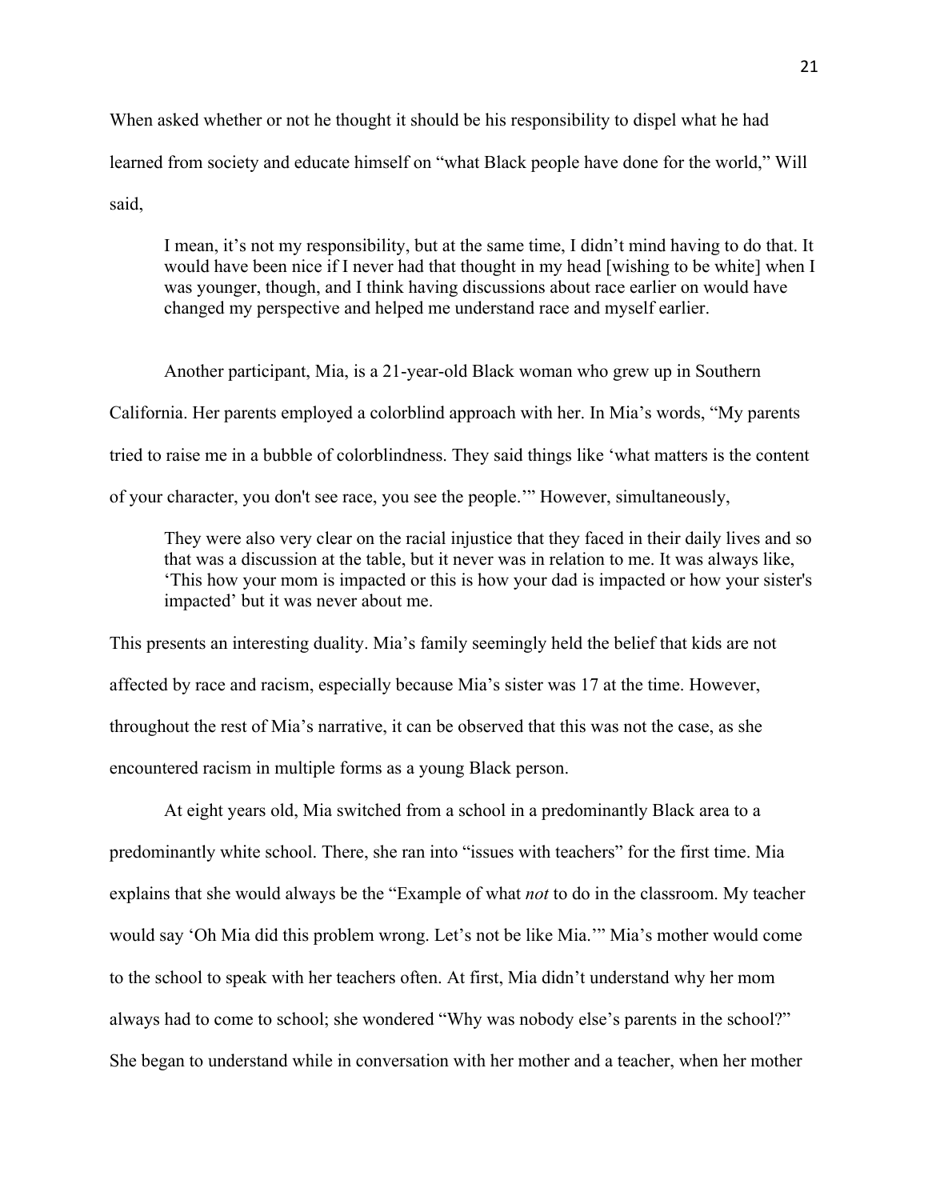When asked whether or not he thought it should be his responsibility to dispel what he had learned from society and educate himself on "what Black people have done for the world," Will said,

> I mean, it's not my responsibility, but at the same time, I didn't mind having to do that. It would have been nice if I never had that thought in my head [wishing to be white] when I was younger, though, and I think having discussions about race earlier on would have changed my perspective and helped me understand race and myself earlier.

Another participant, Mia, is a 21-year-old Black woman who grew up in Southern California. Her parents employed a colorblind approach with her. In Mia's words, "My parents tried to raise me in a bubble of colorblindness. They said things like 'what matters is the content of your character, you don't see race, you see the people.'" However, simultaneously,

> They were also very clear on the racial injustice that they faced in their daily lives and so that was a discussion at the table, but it never was in relation to me. It was always like, 'This how your mom is impacted or this is how your dad is impacted or how your sister's impacted' but it was never about me.

This presents an interesting duality. Mia's family seemingly held the belief that kids are not affected by race and racism, especially because Mia's sister was 17 at the time. However, throughout the rest of Mia's narrative, it can be observed that this was not the case, as she encountered racism in multiple forms as a young Black person.

At eight years old, Mia switched from a school in a predominantly Black area to a predominantly white school. There, she ran into "issues with teachers" for the first time. Mia explains that she would always be the "Example of what *not* to do in the classroom. My teacher would say 'Oh Mia did this problem wrong. Let's not be like Mia.'" Mia's mother would come to the school to speak with her teachers often. At first, Mia didn't understand why her mom always had to come to school; she wondered "Why was nobody else's parents in the school?" She began to understand while in conversation with her mother and a teacher, when her mother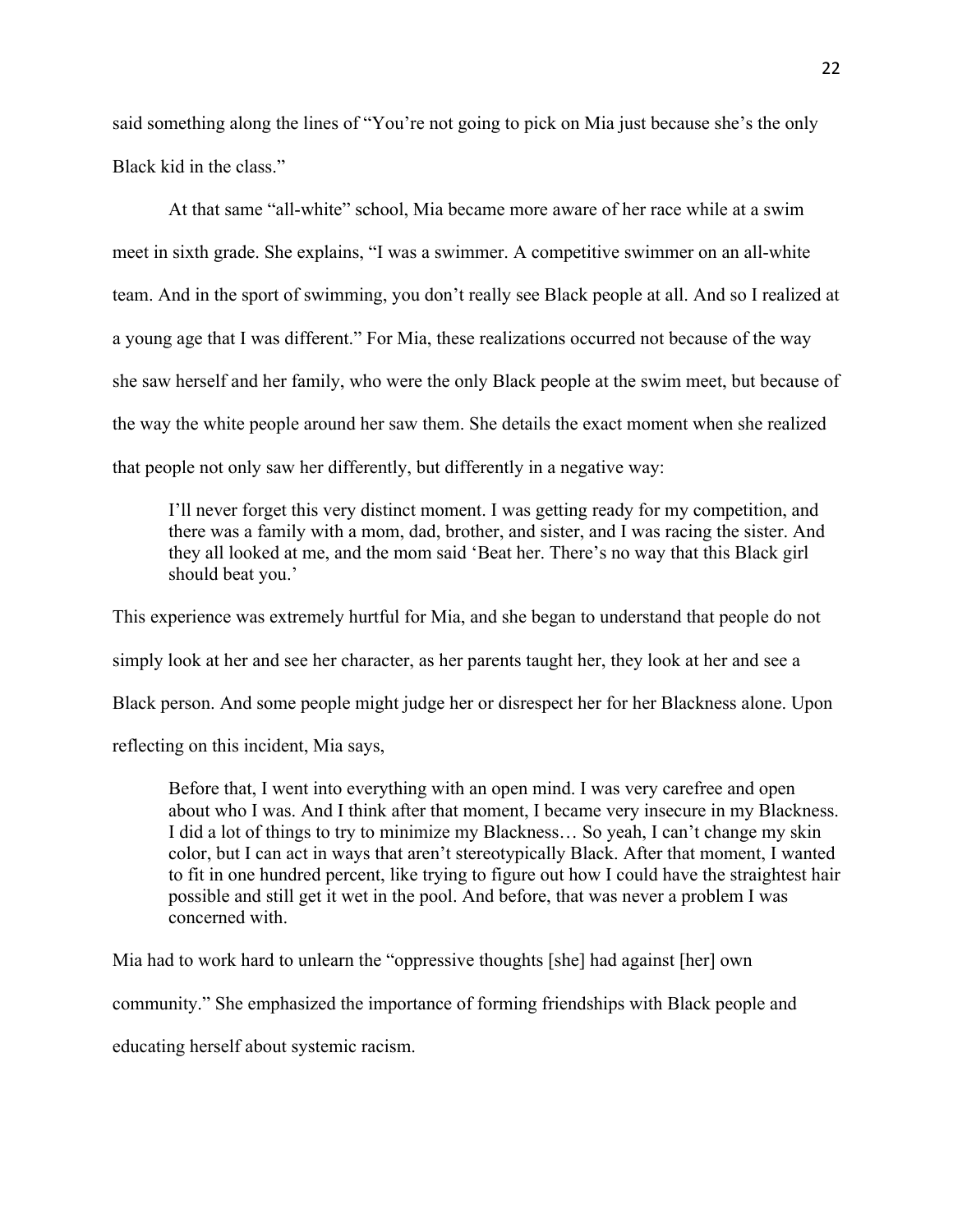said something along the lines of "You're not going to pick on Mia just because she's the only Black kid in the class."

At that same "all-white" school, Mia became more aware of her race while at a swim meet in sixth grade. She explains, "I was a swimmer. A competitive swimmer on an all-white team. And in the sport of swimming, you don't really see Black people at all. And so I realized at a young age that I was different." For Mia, these realizations occurred not because of the way she saw herself and her family, who were the only Black people at the swim meet, but because of the way the white people around her saw them. She details the exact moment when she realized that people not only saw her differently, but differently in a negative way:

> I'll never forget this very distinct moment. I was getting ready for my competition, and there was a family with a mom, dad, brother, and sister, and I was racing the sister. And they all looked at me, and the mom said 'Beat her. There's no way that this Black girl should beat you.'

This experience was extremely hurtful for Mia, and she began to understand that people do not simply look at her and see her character, as her parents taught her, they look at her and see a Black person. And some people might judge her or disrespect her for her Blackness alone. Upon reflecting on this incident, Mia says,

> Before that, I went into everything with an open mind. I was very carefree and open about who I was. And I think after that moment, I became very insecure in my Blackness. I did a lot of things to try to minimize my Blackness… So yeah, I can't change my skin color, but I can act in ways that aren't stereotypically Black. After that moment, I wanted to fit in one hundred percent, like trying to figure out how I could have the straightest hair possible and still get it wet in the pool. And before, that was never a problem I was concerned with.

Mia had to work hard to unlearn the "oppressive thoughts [she] had against [her] own community." She emphasized the importance of forming friendships with Black people and educating herself about systemic racism.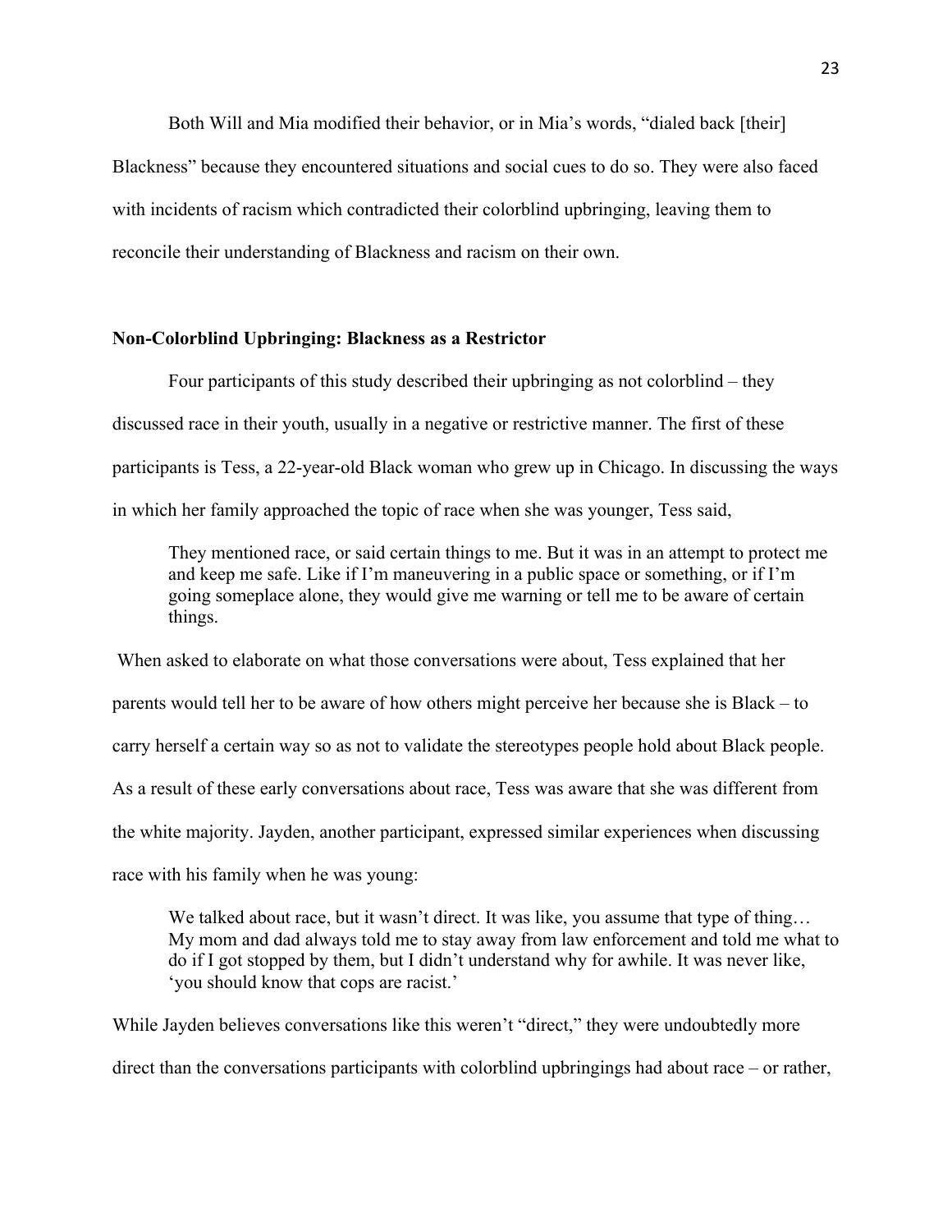Both Will and Mia modified their behavior, or in Mia's words, "dialed back [their] Blackness" because they encountered situations and social cues to do so. They were also faced with incidents of racism which contradicted their colorblind upbringing, leaving them to reconcile their understanding of Blackness and racism on their own.

### Non-Colorblind Upbringing: Blackness as a Restrictor

Four participants of this study described their upbringing as not colorblind – they discussed race in their youth, usually in a negative or restrictive manner. The first of these participants is Tess, a 22-year-old Black woman who grew up in Chicago. In discussing the ways in which her family approached the topic of race when she was younger, Tess said,

> They mentioned race, or said certain things to me. But it was in an attempt to protect me and keep me safe. Like if I'm maneuvering in a public space or something, or if I'm going someplace alone, they would give me warning or tell me to be aware of certain things.

When asked to elaborate on what those conversations were about, Tess explained that her parents would tell her to be aware of how others might perceive her because she is Black – to carry herself a certain way so as not to validate the stereotypes people hold about Black people. As a result of these early conversations about race, Tess was aware that she was different from the white majority. Jayden, another participant, expressed similar experiences when discussing race with his family when he was young:

> We talked about race, but it wasn't direct. It was like, you assume that type of thing… My mom and dad always told me to stay away from law enforcement and told me what to do if I got stopped by them, but I didn't understand why for awhile. It was never like, 'you should know that cops are racist.'

While Jayden believes conversations like this weren't "direct," they were undoubtedly more direct than the conversations participants with colorblind upbringings had about race – or rather,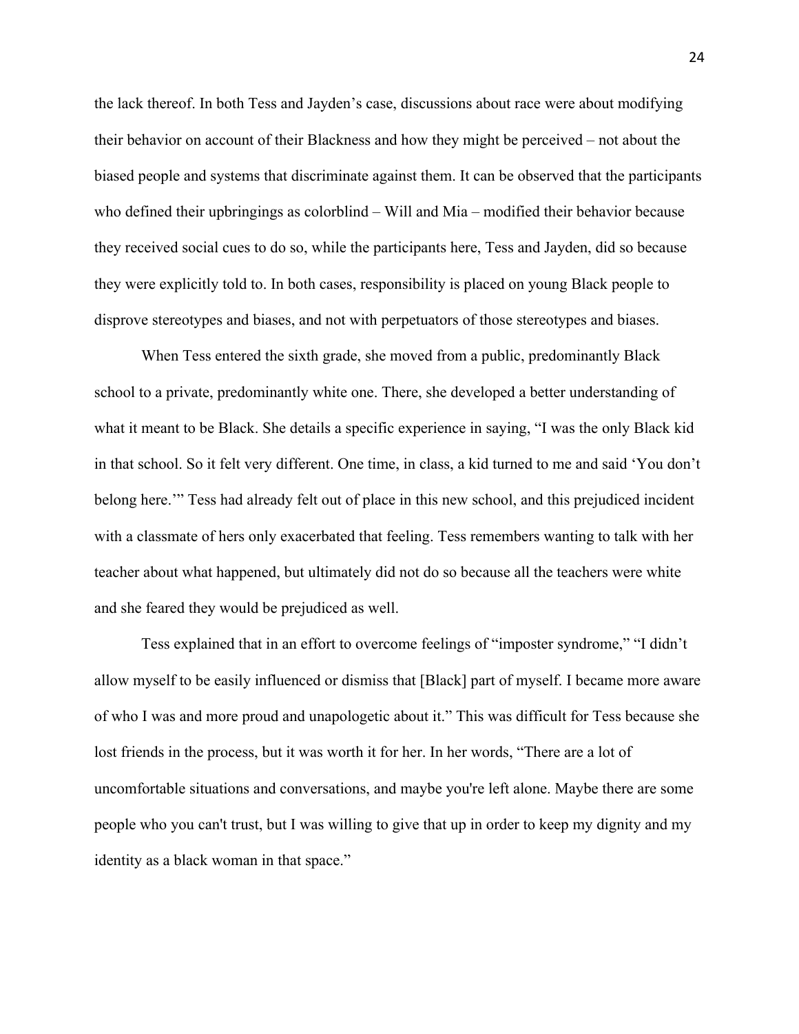the lack thereof. In both Tess and Jayden's case, discussions about race were about modifying their behavior on account of their Blackness and how they might be perceived – not about the biased people and systems that discriminate against them. It can be observed that the participants who defined their upbringings as colorblind – Will and Mia – modified their behavior because they received social cues to do so, while the participants here, Tess and Jayden, did so because they were explicitly told to. In both cases, responsibility is placed on young Black people to disprove stereotypes and biases, and not with perpetuators of those stereotypes and biases.

When Tess entered the sixth grade, she moved from a public, predominantly Black school to a private, predominantly white one. There, she developed a better understanding of what it meant to be Black. She details a specific experience in saying, "I was the only Black kid in that school. So it felt very different. One time, in class, a kid turned to me and said 'You don't belong here.'" Tess had already felt out of place in this new school, and this prejudiced incident with a classmate of hers only exacerbated that feeling. Tess remembers wanting to talk with her teacher about what happened, but ultimately did not do so because all the teachers were white and she feared they would be prejudiced as well.

Tess explained that in an effort to overcome feelings of "imposter syndrome," "I didn't allow myself to be easily influenced or dismiss that [Black] part of myself. I became more aware of who I was and more proud and unapologetic about it." This was difficult for Tess because she lost friends in the process, but it was worth it for her. In her words, "There are a lot of uncomfortable situations and conversations, and maybe you're left alone. Maybe there are some people who you can't trust, but I was willing to give that up in order to keep my dignity and my identity as a black woman in that space."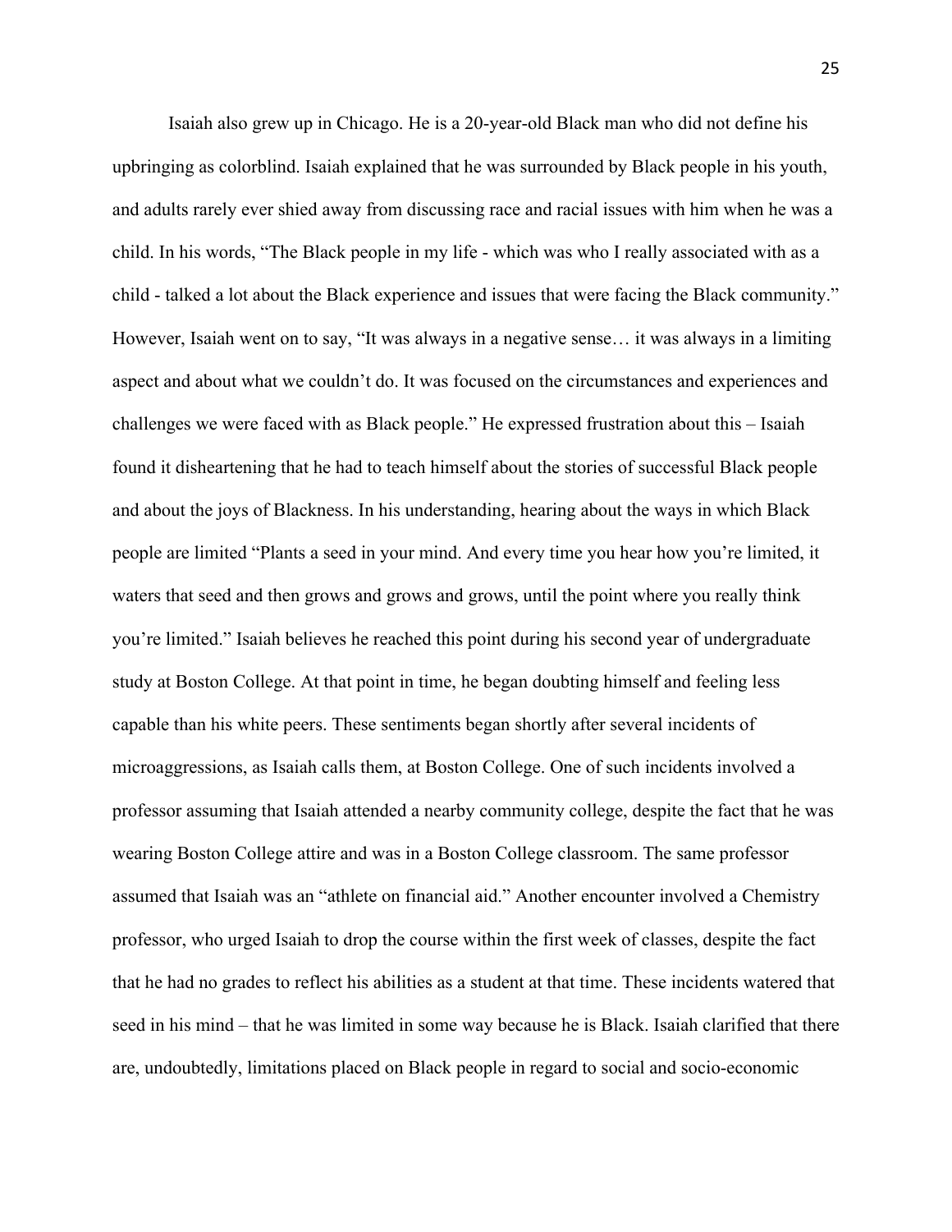Isaiah also grew up in Chicago. He is a 20-year-old Black man who did not define his upbringing as colorblind. Isaiah explained that he was surrounded by Black people in his youth, and adults rarely ever shied away from discussing race and racial issues with him when he was a child. In his words, "The Black people in my life - which was who I really associated with as a child - talked a lot about the Black experience and issues that were facing the Black community." However, Isaiah went on to say, "It was always in a negative sense… it was always in a limiting aspect and about what we couldn't do. It was focused on the circumstances and experiences and challenges we were faced with as Black people." He expressed frustration about this – Isaiah found it disheartening that he had to teach himself about the stories of successful Black people and about the joys of Blackness. In his understanding, hearing about the ways in which Black people are limited "Plants a seed in your mind. And every time you hear how you're limited, it waters that seed and then grows and grows and grows, until the point where you really think you're limited." Isaiah believes he reached this point during his second year of undergraduate study at Boston College. At that point in time, he began doubting himself and feeling less capable than his white peers. These sentiments began shortly after several incidents of microaggressions, as Isaiah calls them, at Boston College. One of such incidents involved a professor assuming that Isaiah attended a nearby community college, despite the fact that he was wearing Boston College attire and was in a Boston College classroom. The same professor assumed that Isaiah was an "athlete on financial aid." Another encounter involved a Chemistry professor, who urged Isaiah to drop the course within the first week of classes, despite the fact that he had no grades to reflect his abilities as a student at that time. These incidents watered that seed in his mind – that he was limited in some way because he is Black. Isaiah clarified that there are, undoubtedly, limitations placed on Black people in regard to social and socio-economic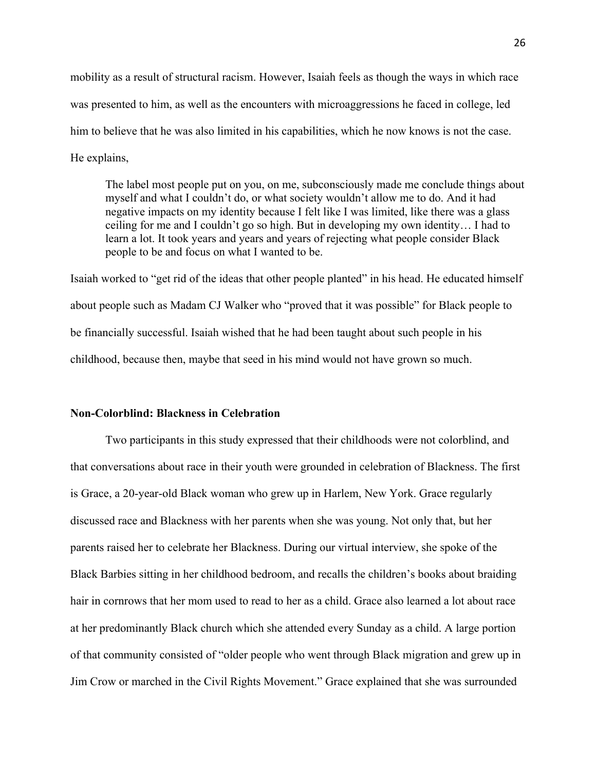mobility as a result of structural racism. However, Isaiah feels as though the ways in which race was presented to him, as well as the encounters with microaggressions he faced in college, led him to believe that he was also limited in his capabilities, which he now knows is not the case. He explains,

> The label most people put on you, on me, subconsciously made me conclude things about myself and what I couldn't do, or what society wouldn't allow me to do. And it had negative impacts on my identity because I felt like I was limited, like there was a glass ceiling for me and I couldn't go so high. But in developing my own identity… I had to learn a lot. It took years and years and years of rejecting what people consider Black people to be and focus on what I wanted to be.

Isaiah worked to "get rid of the ideas that other people planted" in his head. He educated himself about people such as Madam CJ Walker who "proved that it was possible" for Black people to be financially successful. Isaiah wished that he had been taught about such people in his childhood, because then, maybe that seed in his mind would not have grown so much.

**Non-Colorblind: Blackness in Celebration**

Two participants in this study expressed that their childhoods were not colorblind, and that conversations about race in their youth were grounded in celebration of Blackness. The first is Grace, a 20-year-old Black woman who grew up in Harlem, New York. Grace regularly discussed race and Blackness with her parents when she was young. Not only that, but her parents raised her to celebrate her Blackness. During our virtual interview, she spoke of the Black Barbies sitting in her childhood bedroom, and recalls the children's books about braiding hair in cornrows that her mom used to read to her as a child. Grace also learned a lot about race at her predominantly Black church which she attended every Sunday as a child. A large portion of that community consisted of "older people who went through Black migration and grew up in Jim Crow or marched in the Civil Rights Movement." Grace explained that she was surrounded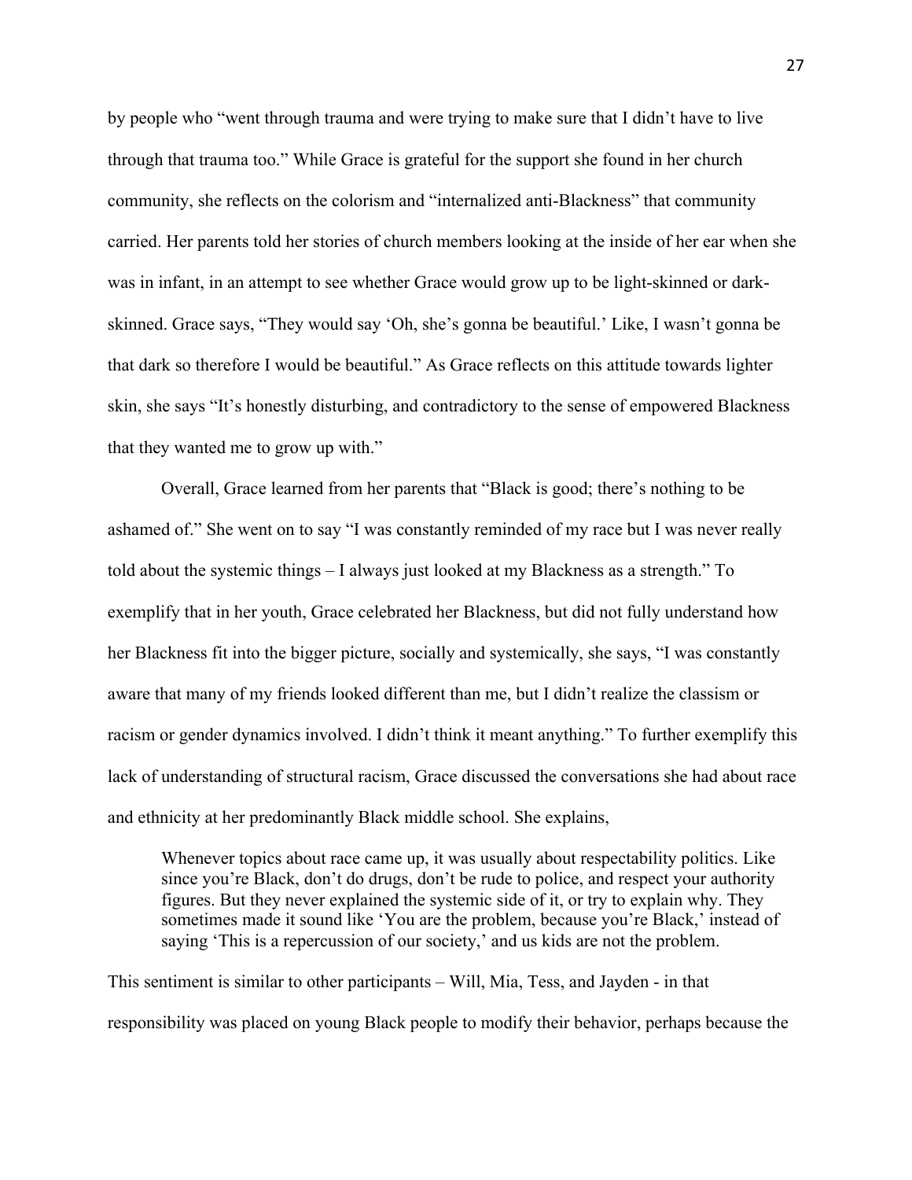by people who "went through trauma and were trying to make sure that I didn't have to live through that trauma too." While Grace is grateful for the support she found in her church community, she reflects on the colorism and "internalized anti-Blackness" that community carried. Her parents told her stories of church members looking at the inside of her ear when she was in infant, in an attempt to see whether Grace would grow up to be light-skinned or dark-skinned. Grace says, "They would say 'Oh, she's gonna be beautiful.' Like, I wasn't gonna be that dark so therefore I would be beautiful." As Grace reflects on this attitude towards lighter skin, she says "It's honestly disturbing, and contradictory to the sense of empowered Blackness that they wanted me to grow up with."

Overall, Grace learned from her parents that "Black is good; there's nothing to be ashamed of." She went on to say "I was constantly reminded of my race but I was never really told about the systemic things – I always just looked at my Blackness as a strength." To exemplify that in her youth, Grace celebrated her Blackness, but did not fully understand how her Blackness fit into the bigger picture, socially and systemically, she says, "I was constantly aware that many of my friends looked different than me, but I didn't realize the classism or racism or gender dynamics involved. I didn't think it meant anything." To further exemplify this lack of understanding of structural racism, Grace discussed the conversations she had about race and ethnicity at her predominantly Black middle school. She explains,

> Whenever topics about race came up, it was usually about respectability politics. Like since you're Black, don't do drugs, don't be rude to police, and respect your authority figures. But they never explained the systemic side of it, or try to explain why. They sometimes made it sound like 'You are the problem, because you're Black,' instead of saying 'This is a repercussion of our society,' and us kids are not the problem.

This sentiment is similar to other participants – Will, Mia, Tess, and Jayden - in that responsibility was placed on young Black people to modify their behavior, perhaps because the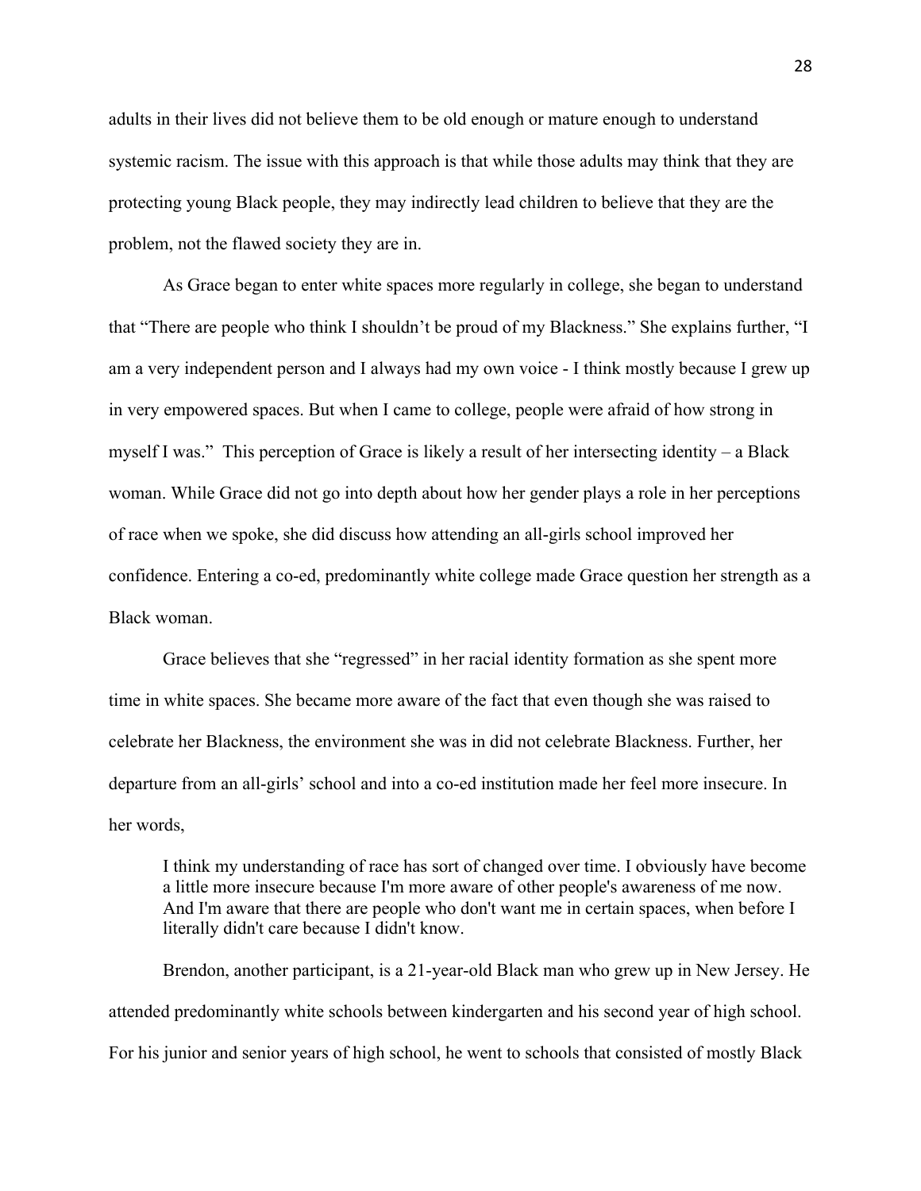adults in their lives did not believe them to be old enough or mature enough to understand systemic racism. The issue with this approach is that while those adults may think that they are protecting young Black people, they may indirectly lead children to believe that they are the problem, not the flawed society they are in.

As Grace began to enter white spaces more regularly in college, she began to understand that "There are people who think I shouldn't be proud of my Blackness." She explains further, "I am a very independent person and I always had my own voice - I think mostly because I grew up in very empowered spaces. But when I came to college, people were afraid of how strong in myself I was." This perception of Grace is likely a result of her intersecting identity – a Black woman. While Grace did not go into depth about how her gender plays a role in her perceptions of race when we spoke, she did discuss how attending an all-girls school improved her confidence. Entering a co-ed, predominantly white college made Grace question her strength as a Black woman.

Grace believes that she "regressed" in her racial identity formation as she spent more time in white spaces. She became more aware of the fact that even though she was raised to celebrate her Blackness, the environment she was in did not celebrate Blackness. Further, her departure from an all-girls' school and into a co-ed institution made her feel more insecure. In her words,

> I think my understanding of race has sort of changed over time. I obviously have become a little more insecure because I'm more aware of other people's awareness of me now. And I'm aware that there are people who don't want me in certain spaces, when before I literally didn't care because I didn't know.

Brendon, another participant, is a 21-year-old Black man who grew up in New Jersey. He attended predominantly white schools between kindergarten and his second year of high school. For his junior and senior years of high school, he went to schools that consisted of mostly Black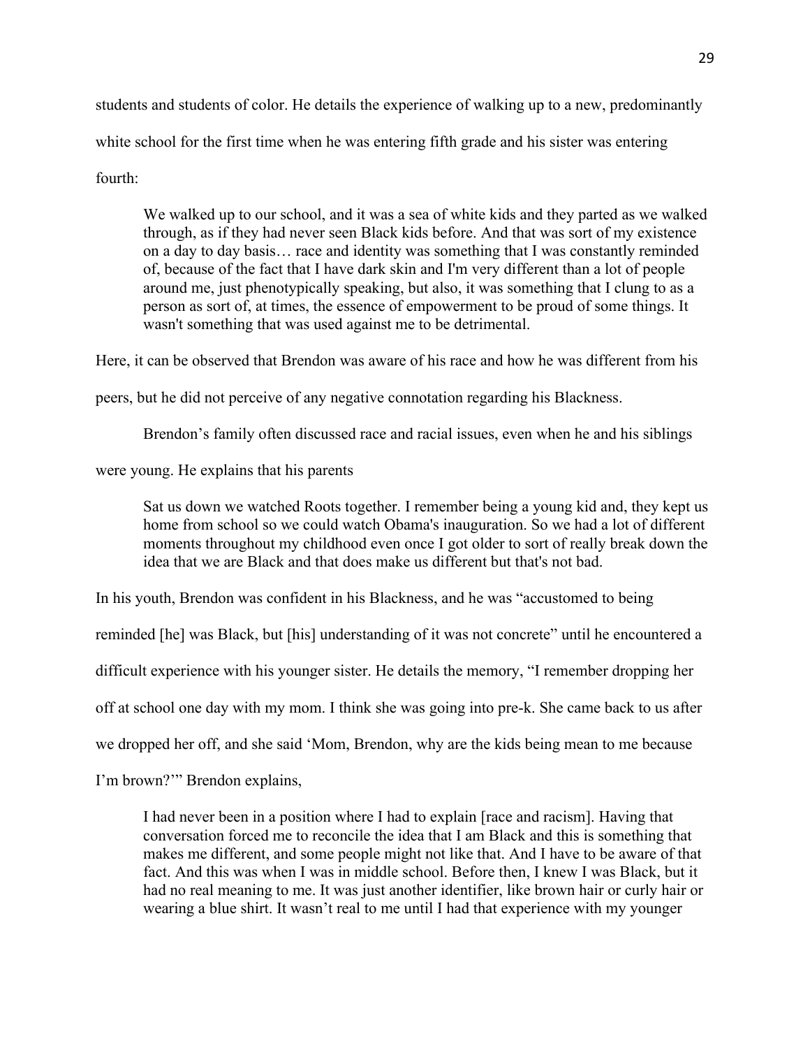students and students of color. He details the experience of walking up to a new, predominantly white school for the first time when he was entering fifth grade and his sister was entering fourth:

> We walked up to our school, and it was a sea of white kids and they parted as we walked through, as if they had never seen Black kids before. And that was sort of my existence on a day to day basis… race and identity was something that I was constantly reminded of, because of the fact that I have dark skin and I'm very different than a lot of people around me, just phenotypically speaking, but also, it was something that I clung to as a person as sort of, at times, the essence of empowerment to be proud of some things. It wasn't something that was used against me to be detrimental.

Here, it can be observed that Brendon was aware of his race and how he was different from his peers, but he did not perceive of any negative connotation regarding his Blackness.

Brendon's family often discussed race and racial issues, even when he and his siblings were young. He explains that his parents

> Sat us down we watched Roots together. I remember being a young kid and, they kept us home from school so we could watch Obama's inauguration. So we had a lot of different moments throughout my childhood even once I got older to sort of really break down the idea that we are Black and that does make us different but that's not bad.

In his youth, Brendon was confident in his Blackness, and he was "accustomed to being reminded [he] was Black, but [his] understanding of it was not concrete" until he encountered a difficult experience with his younger sister. He details the memory, "I remember dropping her off at school one day with my mom. I think she was going into pre-k. She came back to us after we dropped her off, and she said 'Mom, Brendon, why are the kids being mean to me because I'm brown?'" Brendon explains,

> I had never been in a position where I had to explain [race and racism]. Having that conversation forced me to reconcile the idea that I am Black and this is something that makes me different, and some people might not like that. And I have to be aware of that fact. And this was when I was in middle school. Before then, I knew I was Black, but it had no real meaning to me. It was just another identifier, like brown hair or curly hair or wearing a blue shirt. It wasn't real to me until I had that experience with my younger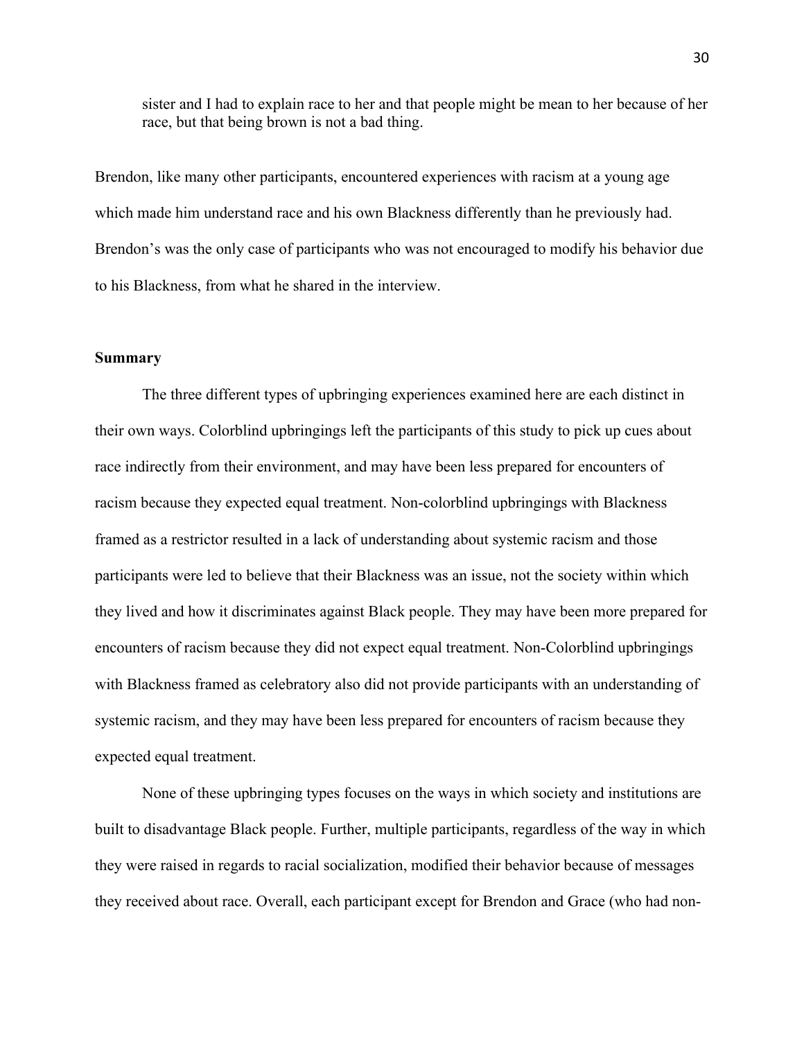> sister and I had to explain race to her and that people might be mean to her because of her race, but that being brown is not a bad thing.

Brendon, like many other participants, encountered experiences with racism at a young age which made him understand race and his own Blackness differently than he previously had. Brendon's was the only case of participants who was not encouraged to modify his behavior due to his Blackness, from what he shared in the interview.

### Summary

The three different types of upbringing experiences examined here are each distinct in their own ways. Colorblind upbringings left the participants of this study to pick up cues about race indirectly from their environment, and may have been less prepared for encounters of racism because they expected equal treatment. Non-colorblind upbringings with Blackness framed as a restrictor resulted in a lack of understanding about systemic racism and those participants were led to believe that their Blackness was an issue, not the society within which they lived and how it discriminates against Black people. They may have been more prepared for encounters of racism because they did not expect equal treatment. Non-Colorblind upbringings with Blackness framed as celebratory also did not provide participants with an understanding of systemic racism, and they may have been less prepared for encounters of racism because they expected equal treatment.

None of these upbringing types focuses on the ways in which society and institutions are built to disadvantage Black people. Further, multiple participants, regardless of the way in which they were raised in regards to racial socialization, modified their behavior because of messages they received about race. Overall, each participant except for Brendon and Grace (who had non-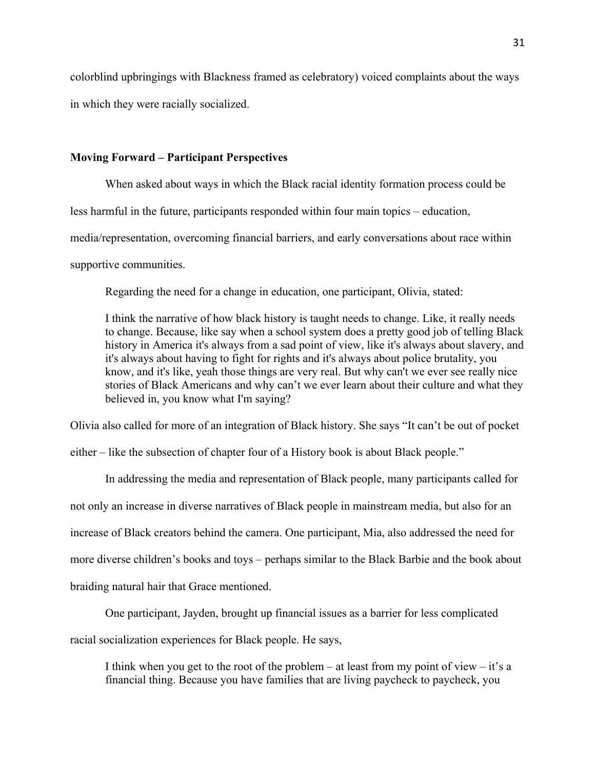colorblind upbringings with Blackness framed as celebratory) voiced complaints about the ways in which they were racially socialized.

**Moving Forward – Participant Perspectives**

When asked about ways in which the Black racial identity formation process could be less harmful in the future, participants responded within four main topics – education, media/representation, overcoming financial barriers, and early conversations about race within supportive communities.

Regarding the need for a change in education, one participant, Olivia, stated:

> I think the narrative of how black history is taught needs to change. Like, it really needs to change. Because, like say when a school system does a pretty good job of telling Black history in America it's always from a sad point of view, like it's always about slavery, and it's always about having to fight for rights and it's always about police brutality, you know, and it's like, yeah those things are very real. But why can't we ever see really nice stories of Black Americans and why can't we ever learn about their culture and what they believed in, you know what I'm saying?

Olivia also called for more of an integration of Black history. She says "It can't be out of pocket either – like the subsection of chapter four of a History book is about Black people."

In addressing the media and representation of Black people, many participants called for not only an increase in diverse narratives of Black people in mainstream media, but also for an increase of Black creators behind the camera. One participant, Mia, also addressed the need for more diverse children's books and toys – perhaps similar to the Black Barbie and the book about braiding natural hair that Grace mentioned.

One participant, Jayden, brought up financial issues as a barrier for less complicated racial socialization experiences for Black people. He says,

> I think when you get to the root of the problem – at least from my point of view – it's a financial thing. Because you have families that are living paycheck to paycheck, you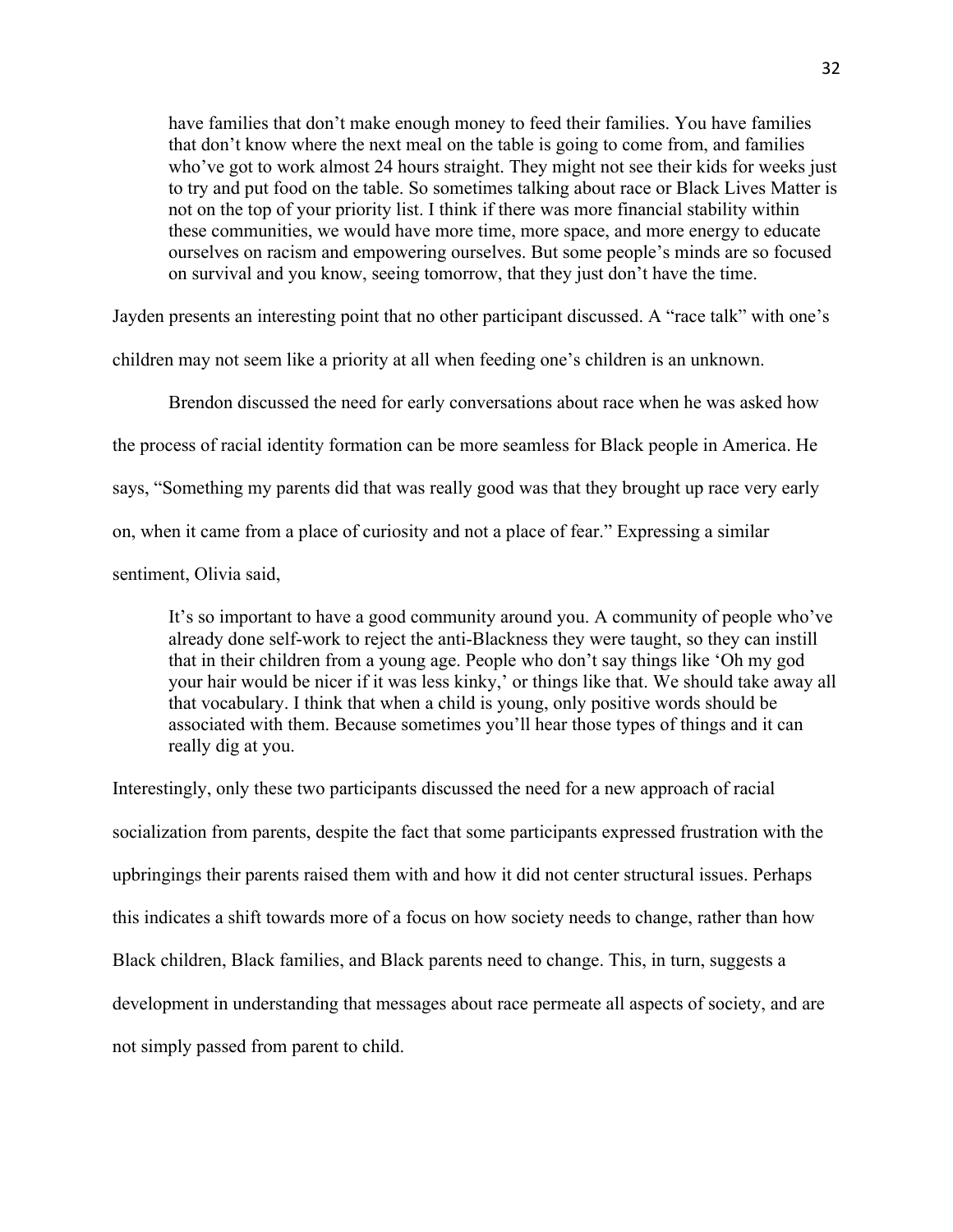> have families that don't make enough money to feed their families. You have families that don't know where the next meal on the table is going to come from, and families who've got to work almost 24 hours straight. They might not see their kids for weeks just to try and put food on the table. So sometimes talking about race or Black Lives Matter is not on the top of your priority list. I think if there was more financial stability within these communities, we would have more time, more space, and more energy to educate ourselves on racism and empowering ourselves. But some people's minds are so focused on survival and you know, seeing tomorrow, that they just don't have the time.

Jayden presents an interesting point that no other participant discussed. A "race talk" with one's children may not seem like a priority at all when feeding one's children is an unknown.

Brendon discussed the need for early conversations about race when he was asked how the process of racial identity formation can be more seamless for Black people in America. He says, "Something my parents did that was really good was that they brought up race very early on, when it came from a place of curiosity and not a place of fear." Expressing a similar sentiment, Olivia said,

> It's so important to have a good community around you. A community of people who've already done self-work to reject the anti-Blackness they were taught, so they can instill that in their children from a young age. People who don't say things like 'Oh my god your hair would be nicer if it was less kinky,' or things like that. We should take away all that vocabulary. I think that when a child is young, only positive words should be associated with them. Because sometimes you'll hear those types of things and it can really dig at you.

Interestingly, only these two participants discussed the need for a new approach of racial socialization from parents, despite the fact that some participants expressed frustration with the upbringings their parents raised them with and how it did not center structural issues. Perhaps this indicates a shift towards more of a focus on how society needs to change, rather than how Black children, Black families, and Black parents need to change. This, in turn, suggests a development in understanding that messages about race permeate all aspects of society, and are not simply passed from parent to child.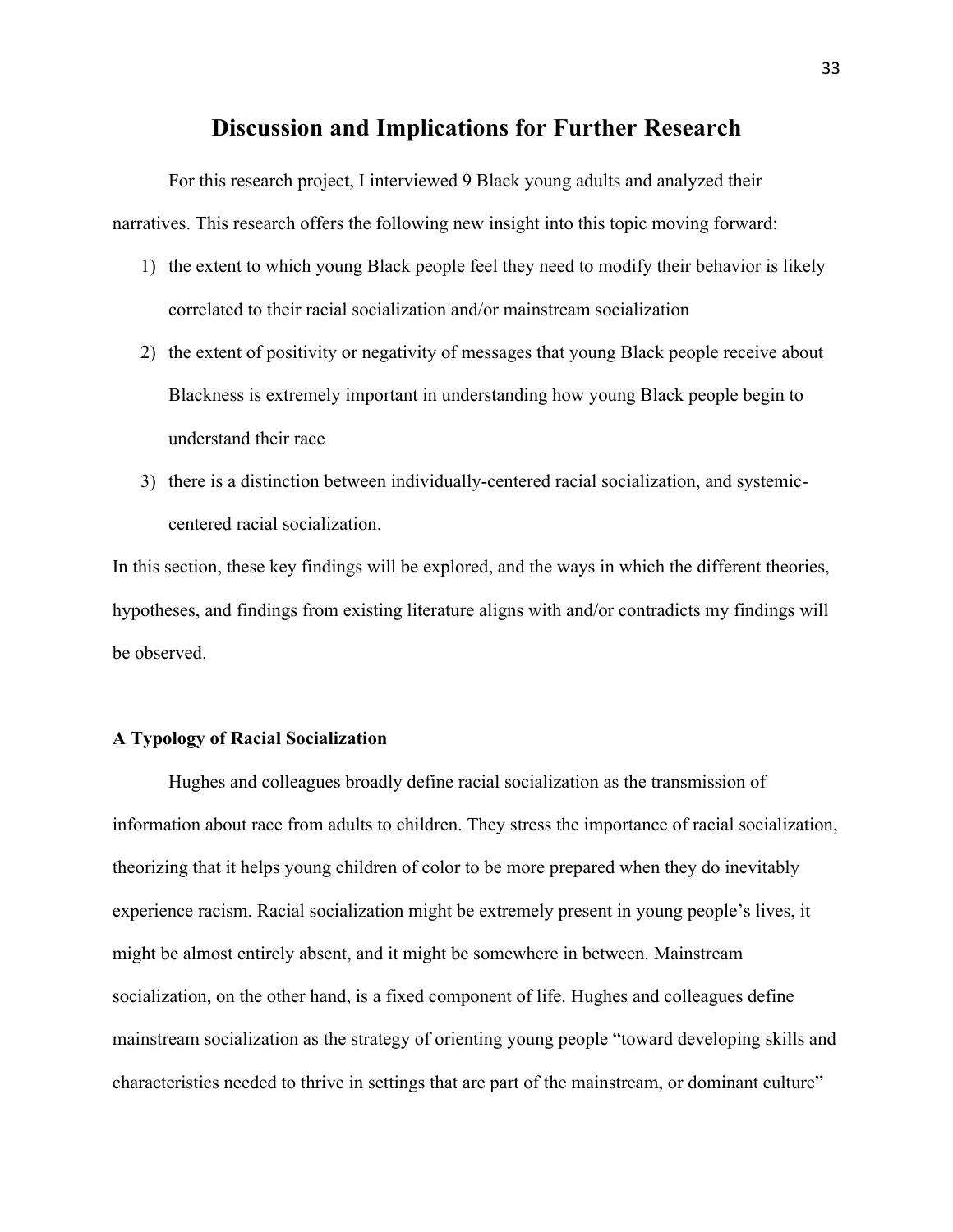# Discussion and Implications for Further Research

For this research project, I interviewed 9 Black young adults and analyzed their narratives. This research offers the following new insight into this topic moving forward:

1) the extent to which young Black people feel they need to modify their behavior is likely correlated to their racial socialization and/or mainstream socialization
2) the extent of positivity or negativity of messages that young Black people receive about Blackness is extremely important in understanding how young Black people begin to understand their race
3) there is a distinction between individually-centered racial socialization, and systemic-centered racial socialization.

In this section, these key findings will be explored, and the ways in which the different theories, hypotheses, and findings from existing literature aligns with and/or contradicts my findings will be observed.

### A Typology of Racial Socialization

Hughes and colleagues broadly define racial socialization as the transmission of information about race from adults to children. They stress the importance of racial socialization, theorizing that it helps young children of color to be more prepared when they do inevitably experience racism. Racial socialization might be extremely present in young people's lives, it might be almost entirely absent, and it might be somewhere in between. Mainstream socialization, on the other hand, is a fixed component of life. Hughes and colleagues define mainstream socialization as the strategy of orienting young people "toward developing skills and characteristics needed to thrive in settings that are part of the mainstream, or dominant culture"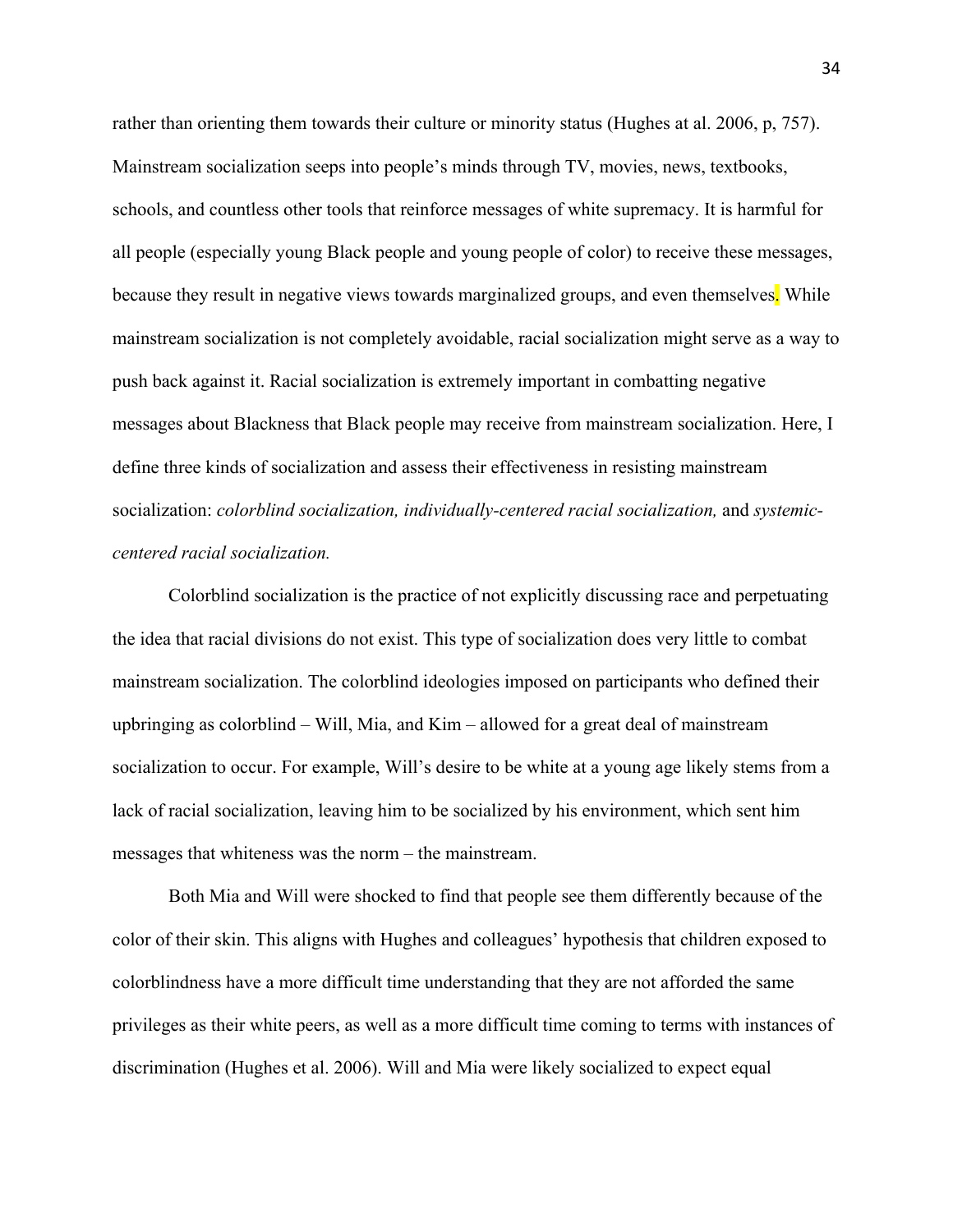rather than orienting them towards their culture or minority status (Hughes at al. 2006, p, 757). Mainstream socialization seeps into people's minds through TV, movies, news, textbooks, schools, and countless other tools that reinforce messages of white supremacy. It is harmful for all people (especially young Black people and young people of color) to receive these messages, because they result in negative views towards marginalized groups, and even themselves. While mainstream socialization is not completely avoidable, racial socialization might serve as a way to push back against it. Racial socialization is extremely important in combatting negative messages about Blackness that Black people may receive from mainstream socialization. Here, I define three kinds of socialization and assess their effectiveness in resisting mainstream socialization: *colorblind socialization, individually-centered racial socialization,* and *systemic-centered racial socialization.*

Colorblind socialization is the practice of not explicitly discussing race and perpetuating the idea that racial divisions do not exist. This type of socialization does very little to combat mainstream socialization. The colorblind ideologies imposed on participants who defined their upbringing as colorblind – Will, Mia, and Kim – allowed for a great deal of mainstream socialization to occur. For example, Will's desire to be white at a young age likely stems from a lack of racial socialization, leaving him to be socialized by his environment, which sent him messages that whiteness was the norm – the mainstream.

Both Mia and Will were shocked to find that people see them differently because of the color of their skin. This aligns with Hughes and colleagues' hypothesis that children exposed to colorblindness have a more difficult time understanding that they are not afforded the same privileges as their white peers, as well as a more difficult time coming to terms with instances of discrimination (Hughes et al. 2006). Will and Mia were likely socialized to expect equal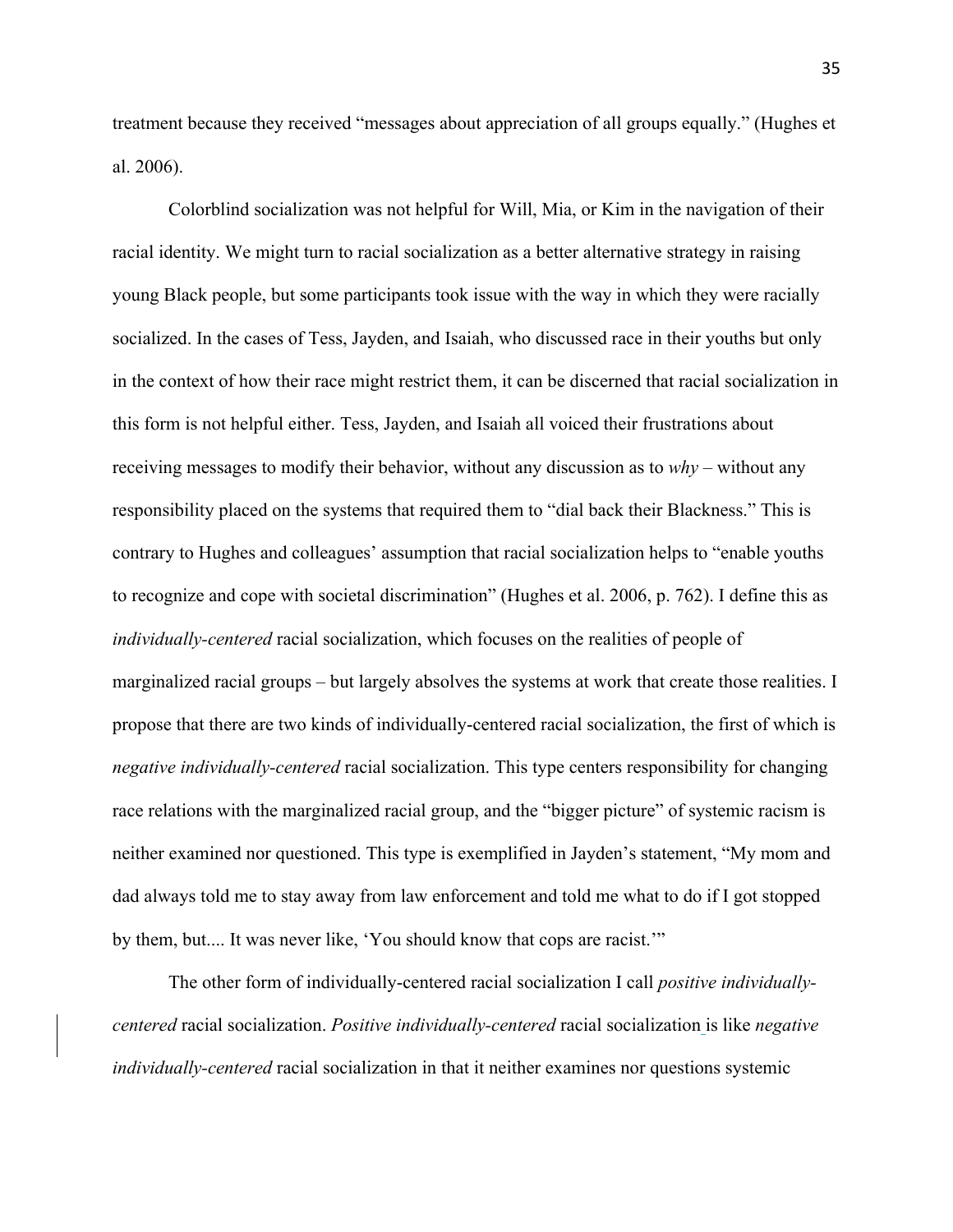treatment because they received "messages about appreciation of all groups equally." (Hughes et al. 2006).

Colorblind socialization was not helpful for Will, Mia, or Kim in the navigation of their racial identity. We might turn to racial socialization as a better alternative strategy in raising young Black people, but some participants took issue with the way in which they were racially socialized. In the cases of Tess, Jayden, and Isaiah, who discussed race in their youths but only in the context of how their race might restrict them, it can be discerned that racial socialization in this form is not helpful either. Tess, Jayden, and Isaiah all voiced their frustrations about receiving messages to modify their behavior, without any discussion as to *why* – without any responsibility placed on the systems that required them to "dial back their Blackness." This is contrary to Hughes and colleagues' assumption that racial socialization helps to "enable youths to recognize and cope with societal discrimination" (Hughes et al. 2006, p. 762). I define this as *individually-centered* racial socialization, which focuses on the realities of people of marginalized racial groups – but largely absolves the systems at work that create those realities. I propose that there are two kinds of individually-centered racial socialization, the first of which is *negative individually-centered* racial socialization. This type centers responsibility for changing race relations with the marginalized racial group, and the "bigger picture" of systemic racism is neither examined nor questioned. This type is exemplified in Jayden's statement, "My mom and dad always told me to stay away from law enforcement and told me what to do if I got stopped by them, but.... It was never like, 'You should know that cops are racist.'"

The other form of individually-centered racial socialization I call *positive individually-centered* racial socialization. *Positive individually-centered* racial socialization is like *negative individually-centered* racial socialization in that it neither examines nor questions systemic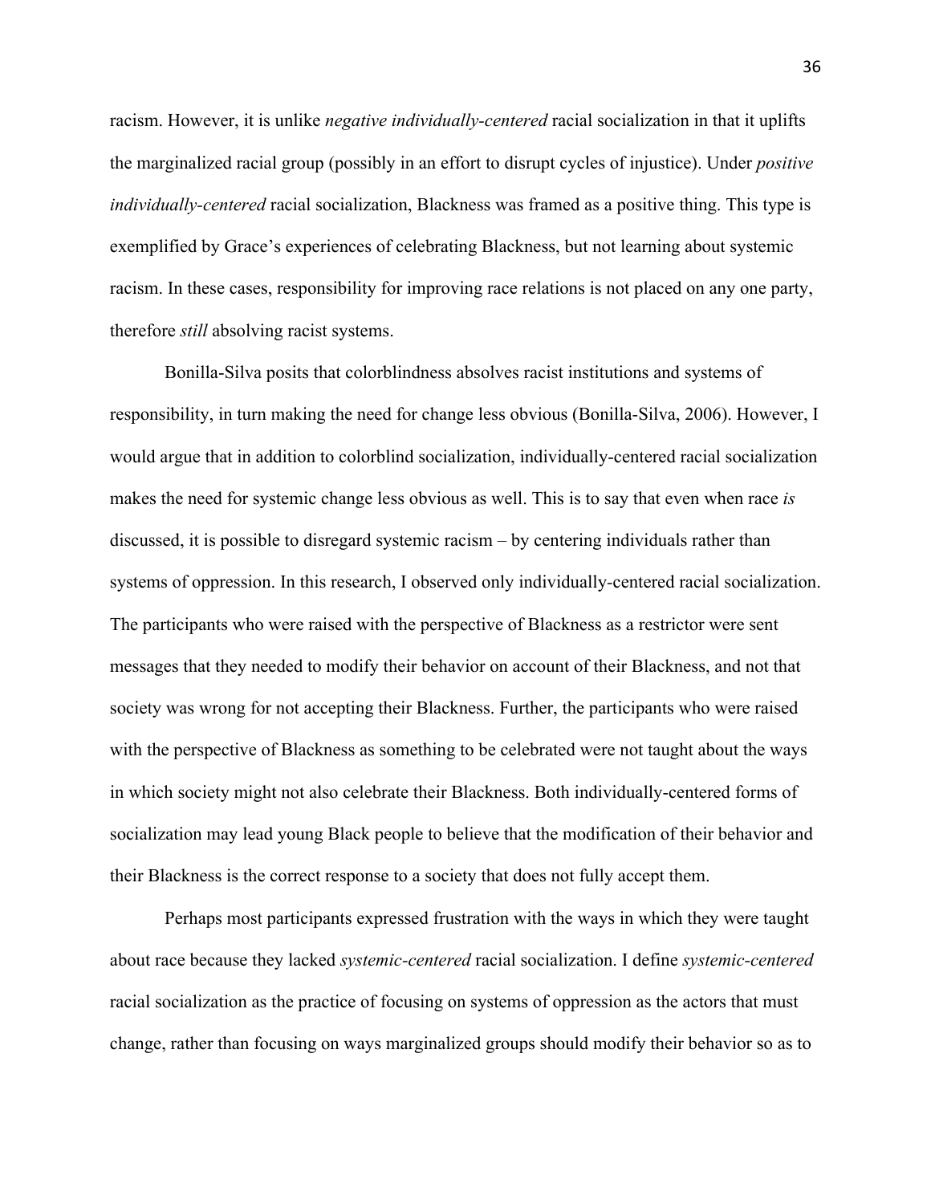racism. However, it is unlike *negative individually-centered* racial socialization in that it uplifts the marginalized racial group (possibly in an effort to disrupt cycles of injustice). Under *positive individually-centered* racial socialization, Blackness was framed as a positive thing. This type is exemplified by Grace's experiences of celebrating Blackness, but not learning about systemic racism. In these cases, responsibility for improving race relations is not placed on any one party, therefore *still* absolving racist systems.

Bonilla-Silva posits that colorblindness absolves racist institutions and systems of responsibility, in turn making the need for change less obvious (Bonilla-Silva, 2006). However, I would argue that in addition to colorblind socialization, individually-centered racial socialization makes the need for systemic change less obvious as well. This is to say that even when race *is* discussed, it is possible to disregard systemic racism – by centering individuals rather than systems of oppression. In this research, I observed only individually-centered racial socialization. The participants who were raised with the perspective of Blackness as a restrictor were sent messages that they needed to modify their behavior on account of their Blackness, and not that society was wrong for not accepting their Blackness. Further, the participants who were raised with the perspective of Blackness as something to be celebrated were not taught about the ways in which society might not also celebrate their Blackness. Both individually-centered forms of socialization may lead young Black people to believe that the modification of their behavior and their Blackness is the correct response to a society that does not fully accept them.

Perhaps most participants expressed frustration with the ways in which they were taught about race because they lacked *systemic-centered* racial socialization. I define *systemic-centered* racial socialization as the practice of focusing on systems of oppression as the actors that must change, rather than focusing on ways marginalized groups should modify their behavior so as to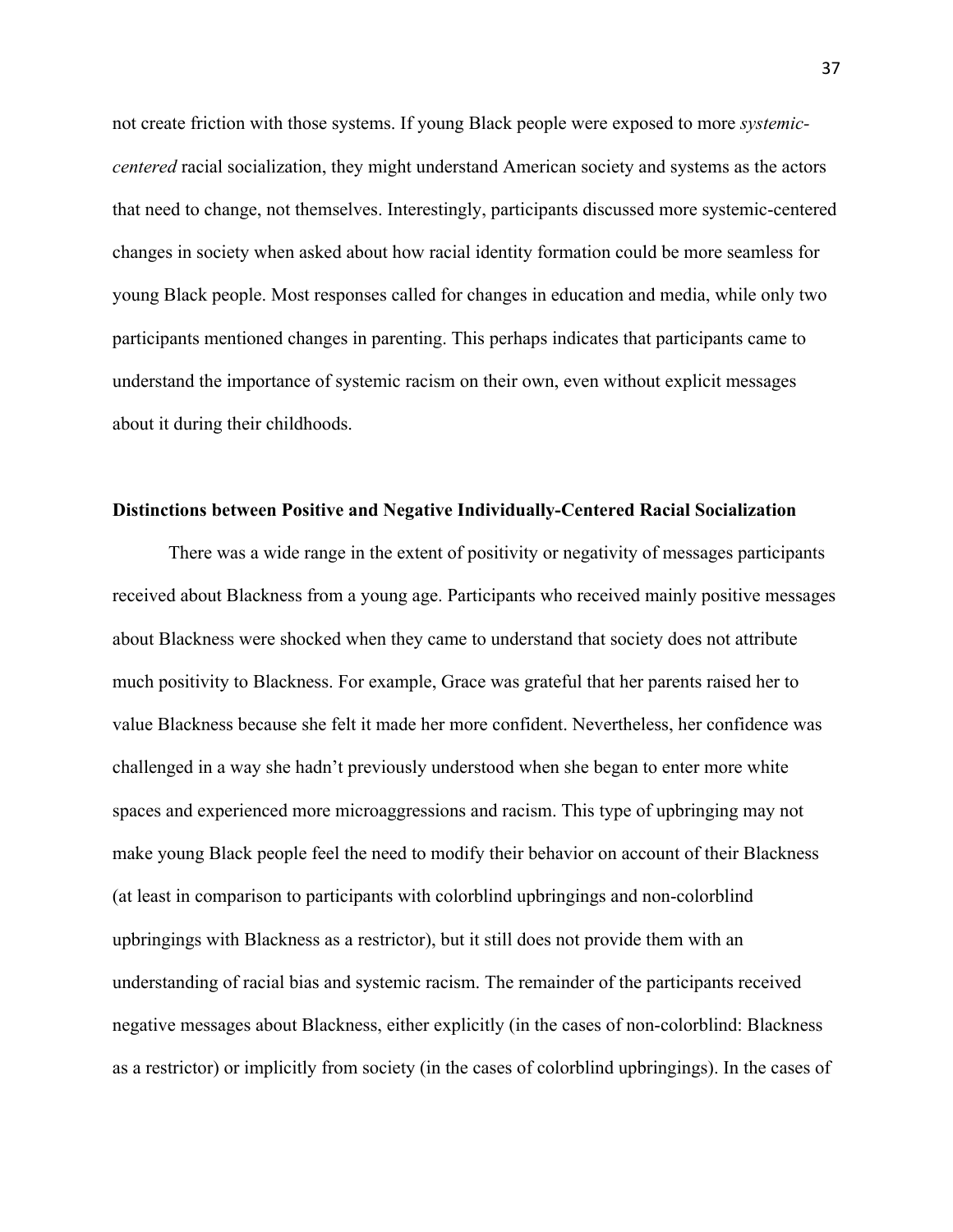not create friction with those systems. If young Black people were exposed to more *systemic-centered* racial socialization, they might understand American society and systems as the actors that need to change, not themselves. Interestingly, participants discussed more systemic-centered changes in society when asked about how racial identity formation could be more seamless for young Black people. Most responses called for changes in education and media, while only two participants mentioned changes in parenting. This perhaps indicates that participants came to understand the importance of systemic racism on their own, even without explicit messages about it during their childhoods.

**Distinctions between Positive and Negative Individually-Centered Racial Socialization**

There was a wide range in the extent of positivity or negativity of messages participants received about Blackness from a young age. Participants who received mainly positive messages about Blackness were shocked when they came to understand that society does not attribute much positivity to Blackness. For example, Grace was grateful that her parents raised her to value Blackness because she felt it made her more confident. Nevertheless, her confidence was challenged in a way she hadn't previously understood when she began to enter more white spaces and experienced more microaggressions and racism. This type of upbringing may not make young Black people feel the need to modify their behavior on account of their Blackness (at least in comparison to participants with colorblind upbringings and non-colorblind upbringings with Blackness as a restrictor), but it still does not provide them with an understanding of racial bias and systemic racism. The remainder of the participants received negative messages about Blackness, either explicitly (in the cases of non-colorblind: Blackness as a restrictor) or implicitly from society (in the cases of colorblind upbringings). In the cases of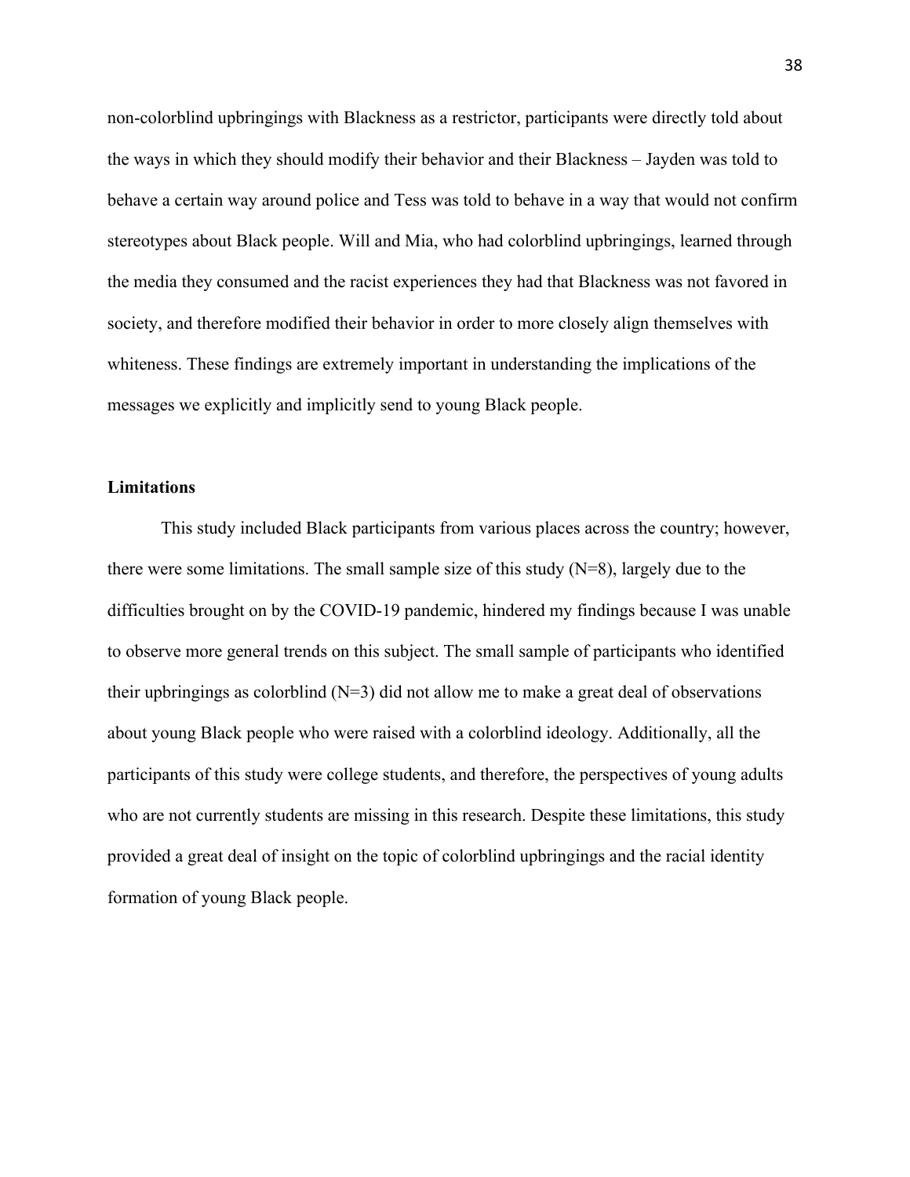non-colorblind upbringings with Blackness as a restrictor, participants were directly told about the ways in which they should modify their behavior and their Blackness – Jayden was told to behave a certain way around police and Tess was told to behave in a way that would not confirm stereotypes about Black people. Will and Mia, who had colorblind upbringings, learned through the media they consumed and the racist experiences they had that Blackness was not favored in society, and therefore modified their behavior in order to more closely align themselves with whiteness. These findings are extremely important in understanding the implications of the messages we explicitly and implicitly send to young Black people.

**Limitations**

This study included Black participants from various places across the country; however, there were some limitations. The small sample size of this study (N=8), largely due to the difficulties brought on by the COVID-19 pandemic, hindered my findings because I was unable to observe more general trends on this subject. The small sample of participants who identified their upbringings as colorblind (N=3) did not allow me to make a great deal of observations about young Black people who were raised with a colorblind ideology. Additionally, all the participants of this study were college students, and therefore, the perspectives of young adults who are not currently students are missing in this research. Despite these limitations, this study provided a great deal of insight on the topic of colorblind upbringings and the racial identity formation of young Black people.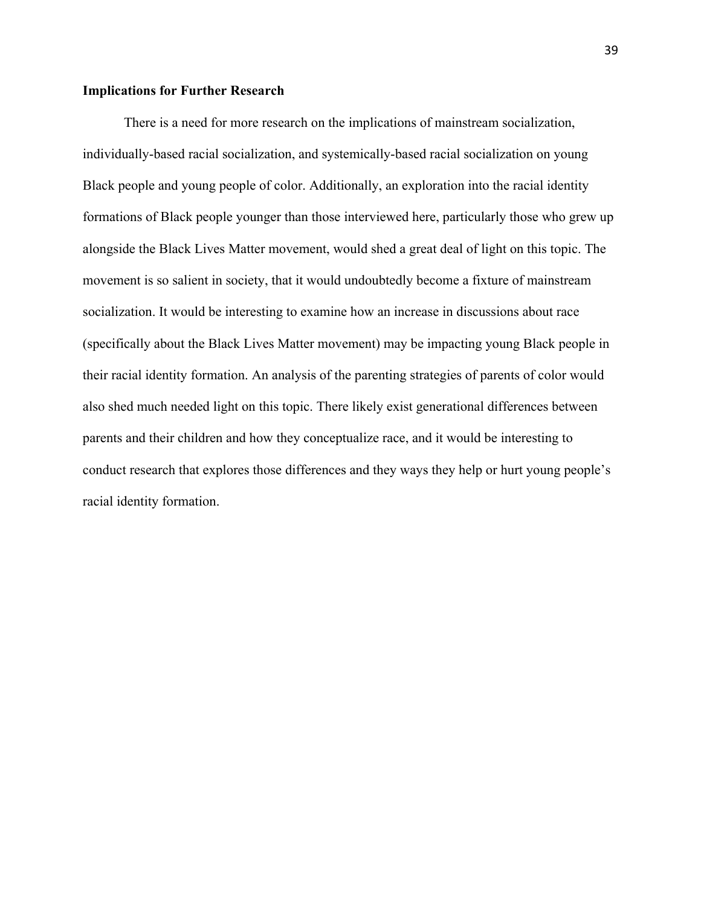**Implications for Further Research**

There is a need for more research on the implications of mainstream socialization, individually-based racial socialization, and systemically-based racial socialization on young Black people and young people of color. Additionally, an exploration into the racial identity formations of Black people younger than those interviewed here, particularly those who grew up alongside the Black Lives Matter movement, would shed a great deal of light on this topic. The movement is so salient in society, that it would undoubtedly become a fixture of mainstream socialization. It would be interesting to examine how an increase in discussions about race (specifically about the Black Lives Matter movement) may be impacting young Black people in their racial identity formation. An analysis of the parenting strategies of parents of color would also shed much needed light on this topic. There likely exist generational differences between parents and their children and how they conceptualize race, and it would be interesting to conduct research that explores those differences and they ways they help or hurt young people's racial identity formation.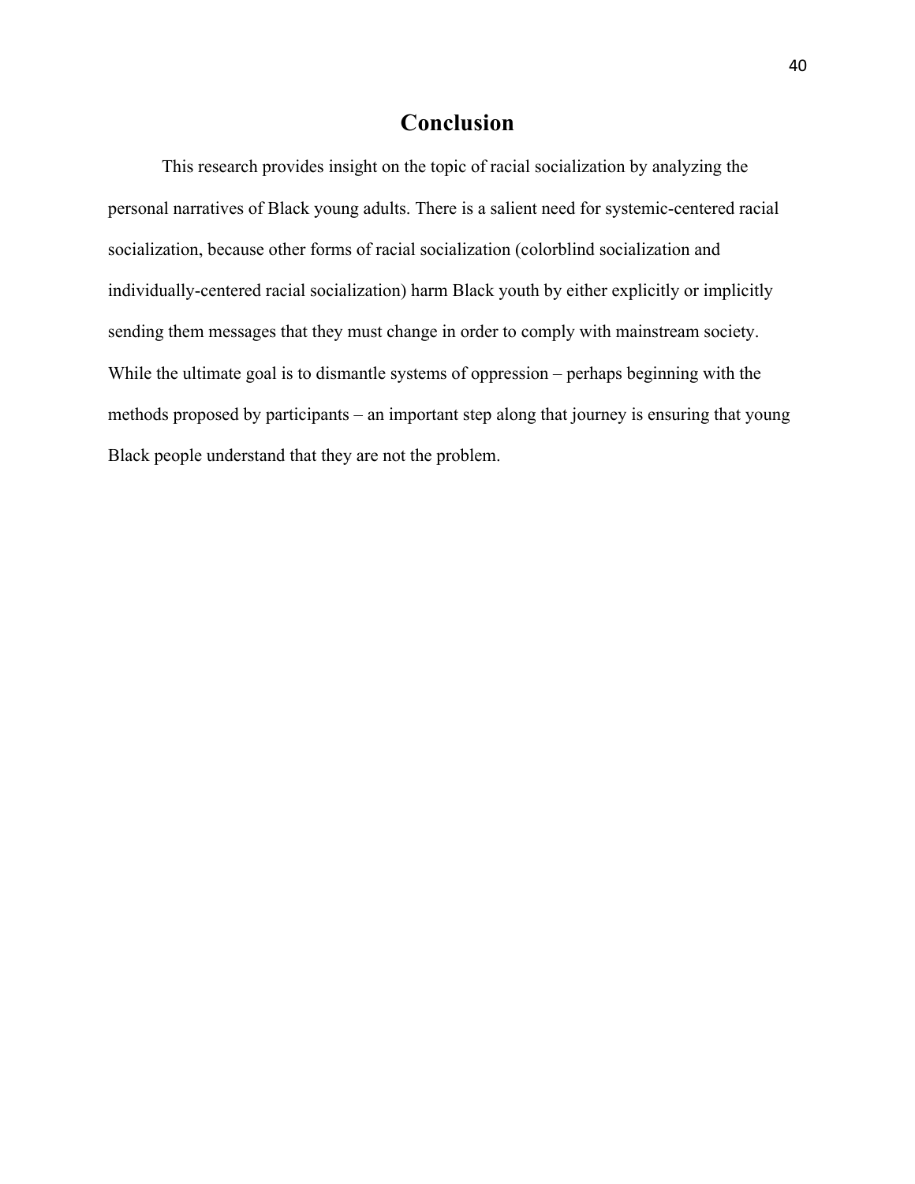# Conclusion

This research provides insight on the topic of racial socialization by analyzing the personal narratives of Black young adults. There is a salient need for systemic-centered racial socialization, because other forms of racial socialization (colorblind socialization and individually-centered racial socialization) harm Black youth by either explicitly or implicitly sending them messages that they must change in order to comply with mainstream society. While the ultimate goal is to dismantle systems of oppression – perhaps beginning with the methods proposed by participants – an important step along that journey is ensuring that young Black people understand that they are not the problem.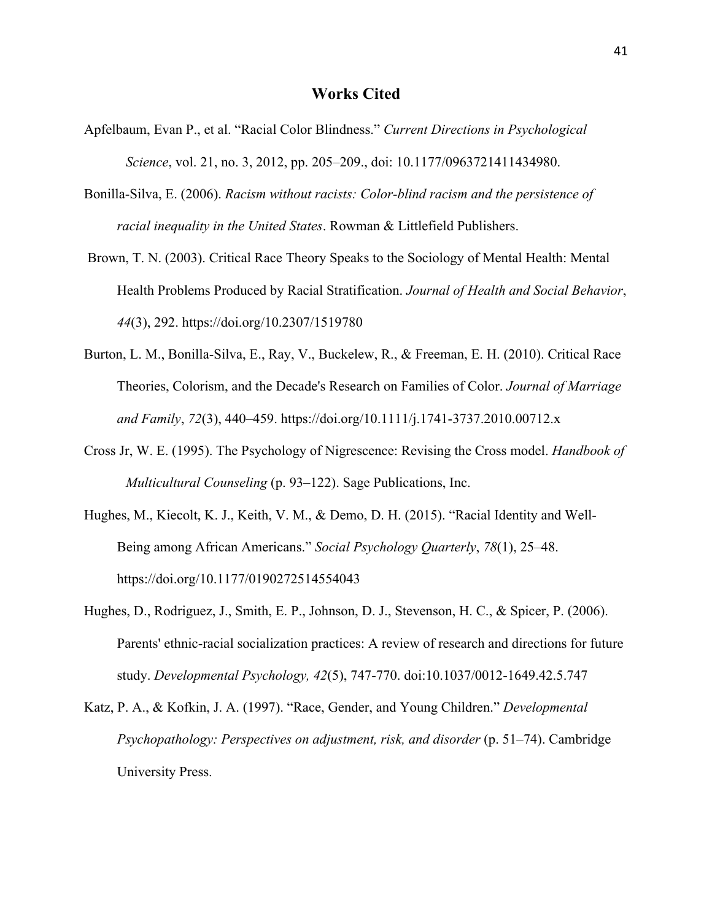## Works Cited

Apfelbaum, Evan P., et al. "Racial Color Blindness." *Current Directions in Psychological Science*, vol. 21, no. 3, 2012, pp. 205–209., doi: 10.1177/0963721411434980.

Bonilla-Silva, E. (2006). *Racism without racists: Color-blind racism and the persistence of racial inequality in the United States*. Rowman & Littlefield Publishers.

Brown, T. N. (2003). Critical Race Theory Speaks to the Sociology of Mental Health: Mental Health Problems Produced by Racial Stratification. *Journal of Health and Social Behavior*, *44*(3), 292. https://doi.org/10.2307/1519780

Burton, L. M., Bonilla-Silva, E., Ray, V., Buckelew, R., & Freeman, E. H. (2010). Critical Race Theories, Colorism, and the Decade's Research on Families of Color. *Journal of Marriage and Family*, *72*(3), 440–459. https://doi.org/10.1111/j.1741-3737.2010.00712.x

Cross Jr, W. E. (1995). The Psychology of Nigrescence: Revising the Cross model. *Handbook of Multicultural Counseling* (p. 93–122). Sage Publications, Inc.

Hughes, M., Kiecolt, K. J., Keith, V. M., & Demo, D. H. (2015). "Racial Identity and Well-Being among African Americans." *Social Psychology Quarterly*, *78*(1), 25–48. https://doi.org/10.1177/0190272514554043

Hughes, D., Rodriguez, J., Smith, E. P., Johnson, D. J., Stevenson, H. C., & Spicer, P. (2006). Parents' ethnic-racial socialization practices: A review of research and directions for future study. *Developmental Psychology, 42*(5), 747-770. doi:10.1037/0012-1649.42.5.747

Katz, P. A., & Kofkin, J. A. (1997). "Race, Gender, and Young Children." *Developmental Psychopathology: Perspectives on adjustment, risk, and disorder* (p. 51–74). Cambridge University Press.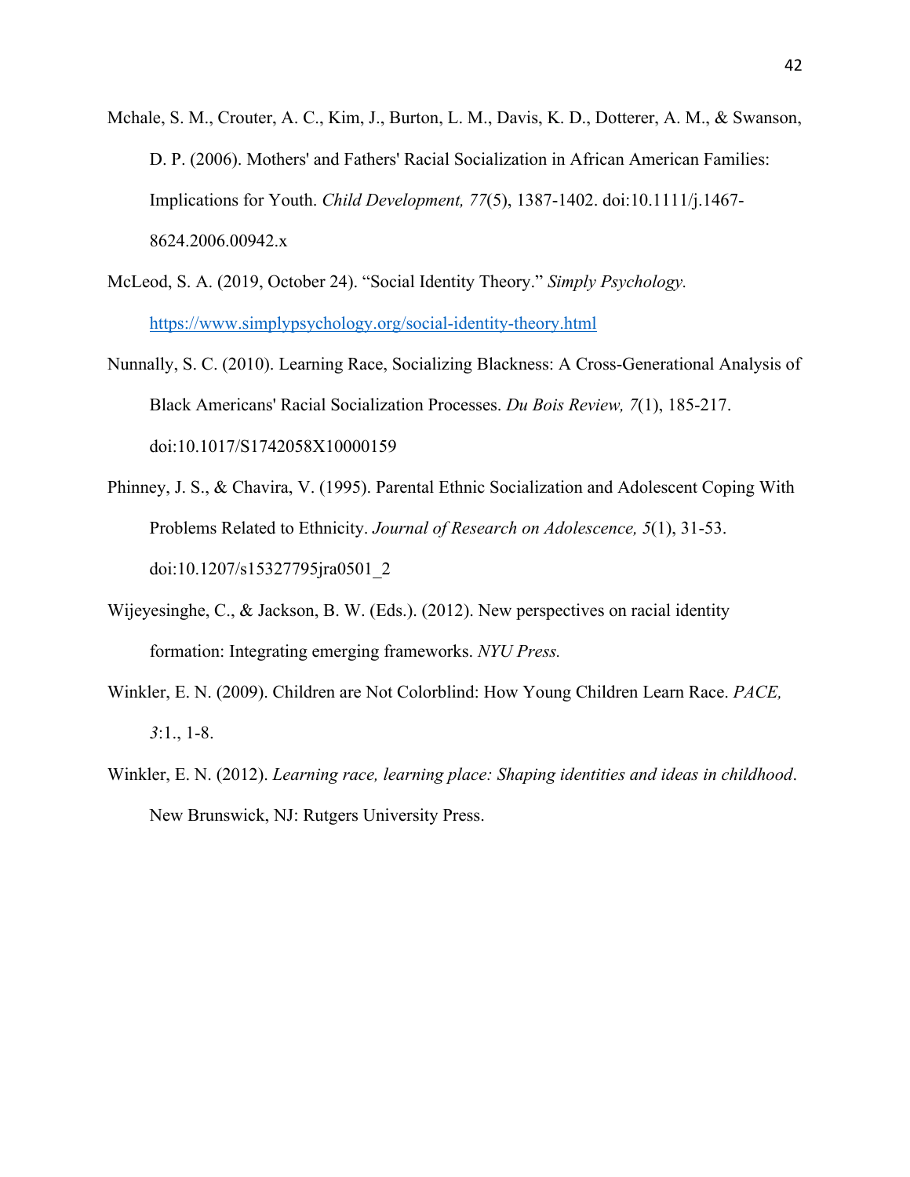Mchale, S. M., Crouter, A. C., Kim, J., Burton, L. M., Davis, K. D., Dotterer, A. M., & Swanson, D. P. (2006). Mothers' and Fathers' Racial Socialization in African American Families: Implications for Youth. *Child Development, 77*(5), 1387-1402. doi:10.1111/j.1467-8624.2006.00942.x

McLeod, S. A. (2019, October 24). "Social Identity Theory." *Simply Psychology.* https://www.simplypsychology.org/social-identity-theory.html

Nunnally, S. C. (2010). Learning Race, Socializing Blackness: A Cross-Generational Analysis of Black Americans' Racial Socialization Processes. *Du Bois Review, 7*(1), 185-217. doi:10.1017/S1742058X10000159

Phinney, J. S., & Chavira, V. (1995). Parental Ethnic Socialization and Adolescent Coping With Problems Related to Ethnicity. *Journal of Research on Adolescence, 5*(1), 31-53. doi:10.1207/s15327795jra0501_2

Wijeyesinghe, C., & Jackson, B. W. (Eds.). (2012). New perspectives on racial identity formation: Integrating emerging frameworks. *NYU Press.*

Winkler, E. N. (2009). Children are Not Colorblind: How Young Children Learn Race. *PACE, 3*:1., 1-8.

Winkler, E. N. (2012). *Learning race, learning place: Shaping identities and ideas in childhood*. New Brunswick, NJ: Rutgers University Press.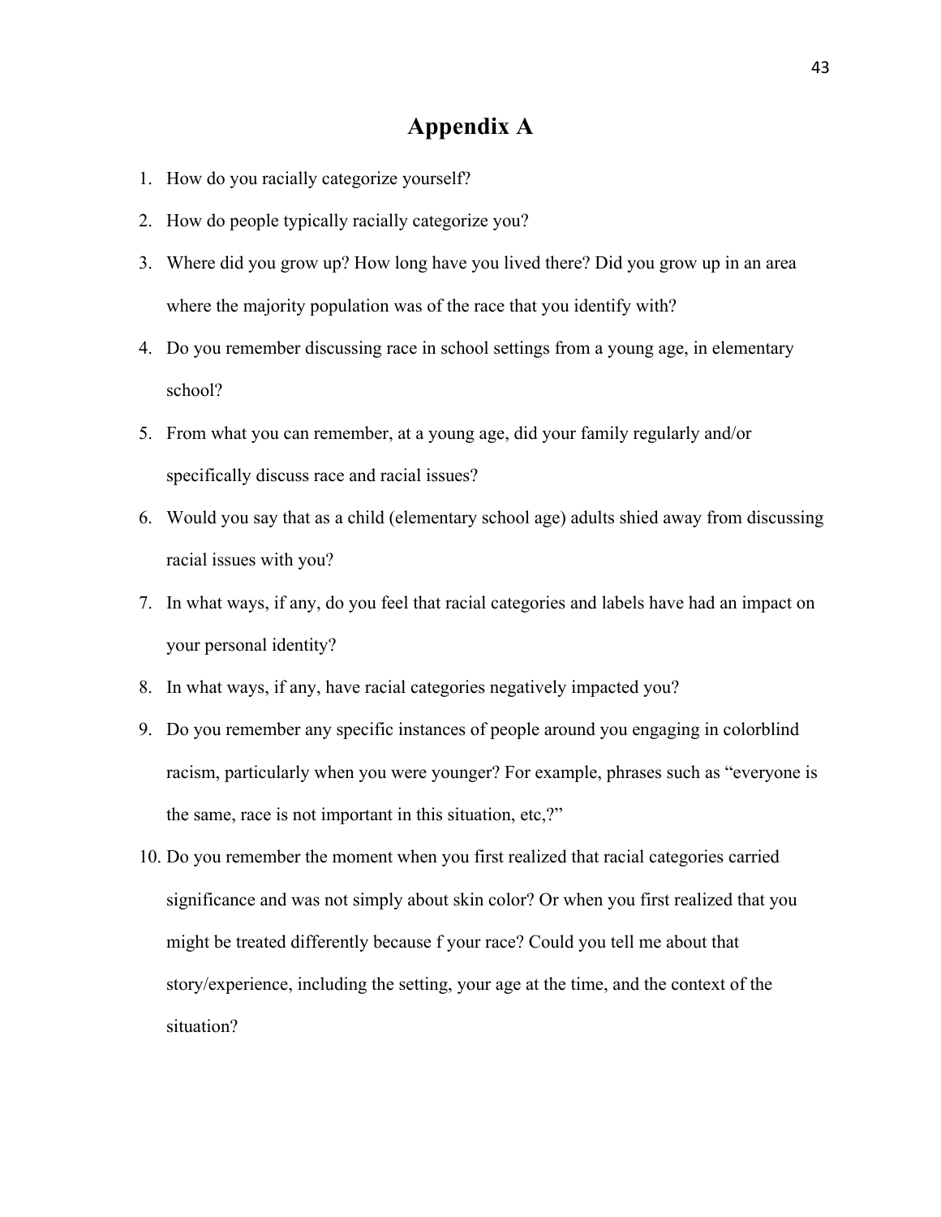# Appendix A

1. How do you racially categorize yourself?
2. How do people typically racially categorize you?
3. Where did you grow up? How long have you lived there? Did you grow up in an area where the majority population was of the race that you identify with?
4. Do you remember discussing race in school settings from a young age, in elementary school?
5. From what you can remember, at a young age, did your family regularly and/or specifically discuss race and racial issues?
6. Would you say that as a child (elementary school age) adults shied away from discussing racial issues with you?
7. In what ways, if any, do you feel that racial categories and labels have had an impact on your personal identity?
8. In what ways, if any, have racial categories negatively impacted you?
9. Do you remember any specific instances of people around you engaging in colorblind racism, particularly when you were younger? For example, phrases such as "everyone is the same, race is not important in this situation, etc,?"
10. Do you remember the moment when you first realized that racial categories carried significance and was not simply about skin color? Or when you first realized that you might be treated differently because f your race? Could you tell me about that story/experience, including the setting, your age at the time, and the context of the situation?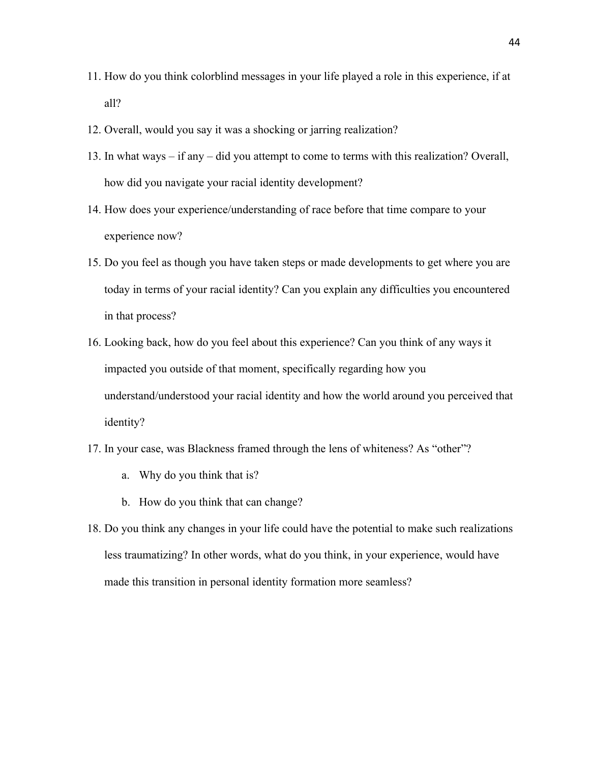11. How do you think colorblind messages in your life played a role in this experience, if at all?
12. Overall, would you say it was a shocking or jarring realization?
13. In what ways – if any – did you attempt to come to terms with this realization? Overall, how did you navigate your racial identity development?
14. How does your experience/understanding of race before that time compare to your experience now?
15. Do you feel as though you have taken steps or made developments to get where you are today in terms of your racial identity? Can you explain any difficulties you encountered in that process?
16. Looking back, how do you feel about this experience? Can you think of any ways it impacted you outside of that moment, specifically regarding how you understand/understood your racial identity and how the world around you perceived that identity?
17. In your case, was Blackness framed through the lens of whiteness? As "other"?
    a. Why do you think that is?
    b. How do you think that can change?
18. Do you think any changes in your life could have the potential to make such realizations less traumatizing? In other words, what do you think, in your experience, would have made this transition in personal identity formation more seamless?